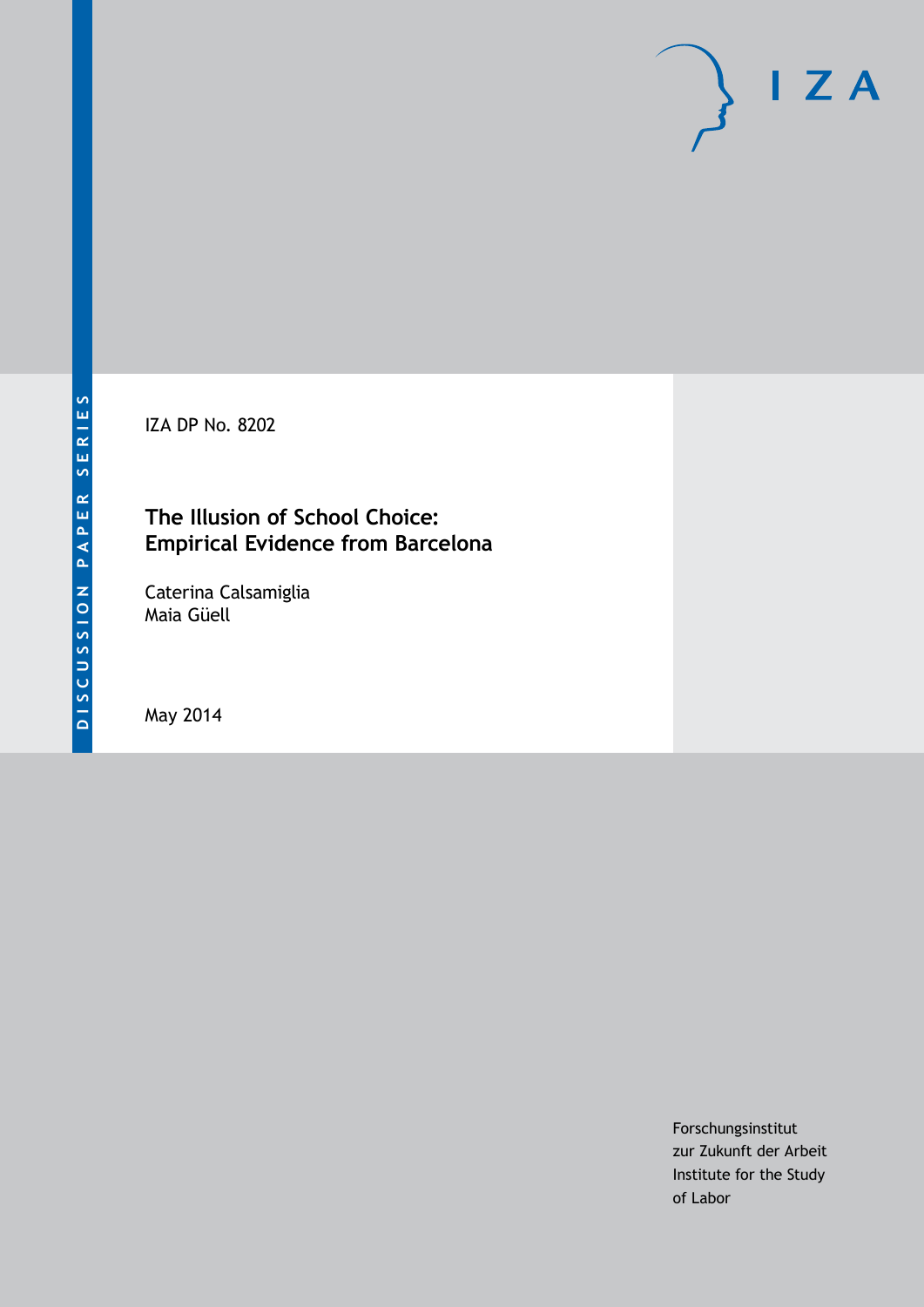DISCUSSION PAPER SERIES

IZA

IZA DP No. 8202

# The Illusion of School Choice: Empirical Evidence from Barcelona

Caterina Calsamiglia
Maia Güell

May 2014

Forschungsinstitut
zur Zukunft der Arbeit
Institute for the Study
of Labor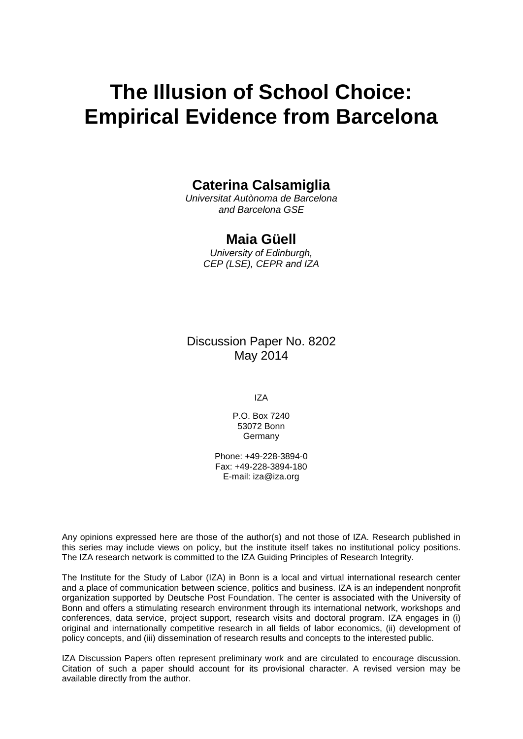# The Illusion of School Choice: Empirical Evidence from Barcelona

## Caterina Calsamiglia

*Universitat Autònoma de Barcelona and Barcelona GSE*

## Maia Güell

*University of Edinburgh, CEP (LSE), CEPR and IZA*

Discussion Paper No. 8202
May 2014

IZA

P.O. Box 7240
53072 Bonn
Germany

Phone: +49-228-3894-0
Fax: +49-228-3894-180
E-mail: iza@iza.org

Any opinions expressed here are those of the author(s) and not those of IZA. Research published in this series may include views on policy, but the institute itself takes no institutional policy positions. The IZA research network is committed to the IZA Guiding Principles of Research Integrity.

The Institute for the Study of Labor (IZA) in Bonn is a local and virtual international research center and a place of communication between science, politics and business. IZA is an independent nonprofit organization supported by Deutsche Post Foundation. The center is associated with the University of Bonn and offers a stimulating research environment through its international network, workshops and conferences, data service, project support, research visits and doctoral program. IZA engages in (i) original and internationally competitive research in all fields of labor economics, (ii) development of policy concepts, and (iii) dissemination of research results and concepts to the interested public.

IZA Discussion Papers often represent preliminary work and are circulated to encourage discussion. Citation of such a paper should account for its provisional character. A revised version may be available directly from the author.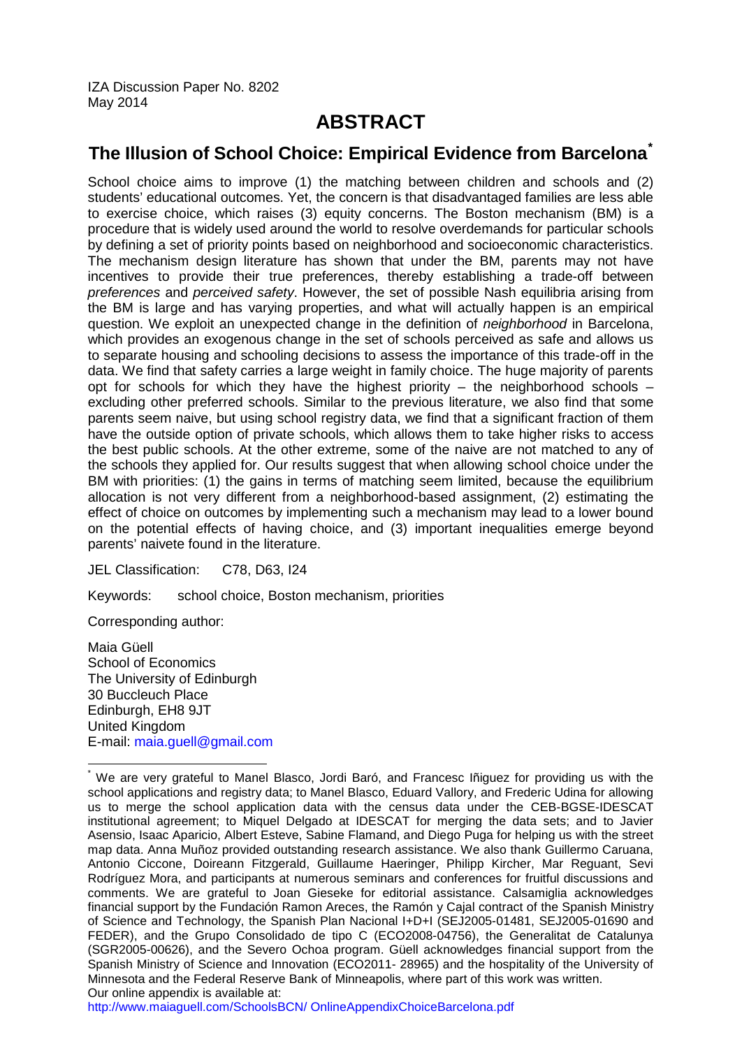IZA Discussion Paper No. 8202
May 2014

# ABSTRACT

## The Illusion of School Choice: Empirical Evidence from Barcelona[*]

School choice aims to improve (1) the matching between children and schools and (2) students' educational outcomes. Yet, the concern is that disadvantaged families are less able to exercise choice, which raises (3) equity concerns. The Boston mechanism (BM) is a procedure that is widely used around the world to resolve overdemands for particular schools by defining a set of priority points based on neighborhood and socioeconomic characteristics. The mechanism design literature has shown that under the BM, parents may not have incentives to provide their true preferences, thereby establishing a trade-off between *preferences* and *perceived safety*. However, the set of possible Nash equilibria arising from the BM is large and has varying properties, and what will actually happen is an empirical question. We exploit an unexpected change in the definition of *neighborhood* in Barcelona, which provides an exogenous change in the set of schools perceived as safe and allows us to separate housing and schooling decisions to assess the importance of this trade-off in the data. We find that safety carries a large weight in family choice. The huge majority of parents opt for schools for which they have the highest priority – the neighborhood schools – excluding other preferred schools. Similar to the previous literature, we also find that some parents seem naive, but using school registry data, we find that a significant fraction of them have the outside option of private schools, which allows them to take higher risks to access the best public schools. At the other extreme, some of the naive are not matched to any of the schools they applied for. Our results suggest that when allowing school choice under the BM with priorities: (1) the gains in terms of matching seem limited, because the equilibrium allocation is not very different from a neighborhood-based assignment, (2) estimating the effect of choice on outcomes by implementing such a mechanism may lead to a lower bound on the potential effects of having choice, and (3) important inequalities emerge beyond parents' naivete found in the literature.

JEL Classification: C78, D63, I24

Keywords: school choice, Boston mechanism, priorities

Corresponding author:

Maia Güell
School of Economics
The University of Edinburgh
30 Buccleuch Place
Edinburgh, EH8 9JT
United Kingdom
E-mail: maia.guell@gmail.com

[*] We are very grateful to Manel Blasco, Jordi Baró, and Francesc Iñiguez for providing us with the school applications and registry data; to Manel Blasco, Eduard Vallory, and Frederic Udina for allowing us to merge the school application data with the census data under the CEB-BGSE-IDESCAT institutional agreement; to Miquel Delgado at IDESCAT for merging the data sets; and to Javier Asensio, Isaac Aparicio, Albert Esteve, Sabine Flamand, and Diego Puga for helping us with the street map data. Anna Muñoz provided outstanding research assistance. We also thank Guillermo Caruana, Antonio Ciccone, Doireann Fitzgerald, Guillaume Haeringer, Philipp Kircher, Mar Reguant, Sevi Rodríguez Mora, and participants at numerous seminars and conferences for fruitful discussions and comments. We are grateful to Joan Gieseke for editorial assistance. Calsamiglia acknowledges financial support by the Fundación Ramon Areces, the Ramón y Cajal contract of the Spanish Ministry of Science and Technology, the Spanish Plan Nacional I+D+I (SEJ2005-01481, SEJ2005-01690 and FEDER), and the Grupo Consolidado de tipo C (ECO2008-04756), the Generalitat de Catalunya (SGR2005-00626), and the Severo Ochoa program. Güell acknowledges financial support from the Spanish Ministry of Science and Innovation (ECO2011- 28965) and the hospitality of the University of Minnesota and the Federal Reserve Bank of Minneapolis, where part of this work was written. Our online appendix is available at:
http://www.maiaguell.com/SchoolsBCN/ OnlineAppendixChoiceBarcelona.pdf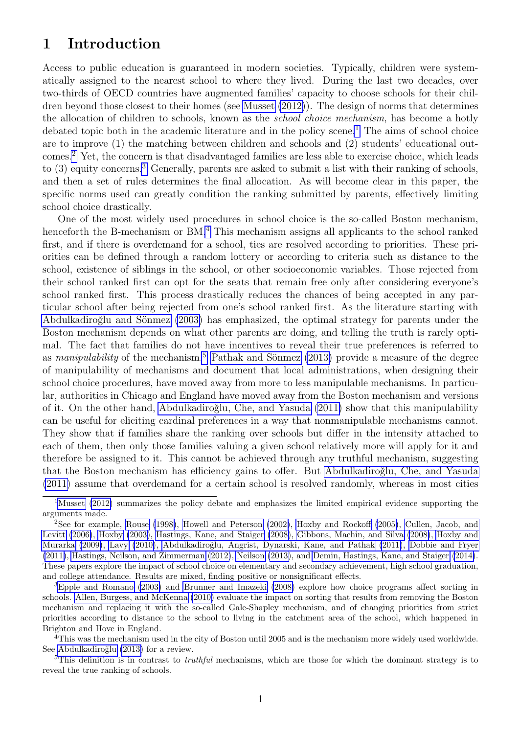# 1 Introduction

Access to public education is guaranteed in modern societies. Typically, children were systematically assigned to the nearest school to where they lived. During the last two decades, over two-thirds of OECD countries have augmented families' capacity to choose schools for their children beyond those closest to their homes (see Musset (2012)). The design of norms that determines the allocation of children to schools, known as the *school choice mechanism*, has become a hotly debated topic both in the academic literature and in the policy scene.[1] The aims of school choice are to improve (1) the matching between children and schools and (2) students' educational outcomes.[2] Yet, the concern is that disadvantaged families are less able to exercise choice, which leads to (3) equity concerns.[3] Generally, parents are asked to submit a list with their ranking of schools, and then a set of rules determines the final allocation. As will become clear in this paper, the specific norms used can greatly condition the ranking submitted by parents, effectively limiting school choice drastically.

One of the most widely used procedures in school choice is the so-called Boston mechanism, henceforth the B-mechanism or BM.[4] This mechanism assigns all applicants to the school ranked first, and if there is overdemand for a school, ties are resolved according to priorities. These priorities can be defined through a random lottery or according to criteria such as distance to the school, existence of siblings in the school, or other socioeconomic variables. Those rejected from their school ranked first can opt for the seats that remain free only after considering everyone's school ranked first. This process drastically reduces the chances of being accepted in any particular school after being rejected from one's school ranked first. As the literature starting with Abdulkadiroğlu and Sönmez (2003) has emphasized, the optimal strategy for parents under the Boston mechanism depends on what other parents are doing, and telling the truth is rarely optimal. The fact that families do not have incentives to reveal their true preferences is referred to as *manipulability* of the mechanism.[5] Pathak and Sönmez (2013) provide a measure of the degree of manipulability of mechanisms and document that local administrations, when designing their school choice procedures, have moved away from more to less manipulable mechanisms. In particular, authorities in Chicago and England have moved away from the Boston mechanism and versions of it. On the other hand, Abdulkadiroğlu, Che, and Yasuda (2011) show that this manipulability can be useful for eliciting cardinal preferences in a way that nonmanipulable mechanisms cannot. They show that if families share the ranking over schools but differ in the intensity attached to each of them, then only those families valuing a given school relatively more will apply for it and therefore be assigned to it. This cannot be achieved through any truthful mechanism, suggesting that the Boston mechanism has efficiency gains to offer. But Abdulkadiroğlu, Che, and Yasuda (2011) assume that overdemand for a certain school is resolved randomly, whereas in most cities

[1] Musset (2012) summarizes the policy debate and emphasizes the limited empirical evidence supporting the arguments made.

[2] See for example, Rouse (1998), Howell and Peterson (2002), Hoxby and Rockoff (2005), Cullen, Jacob, and Levitt (2006), Hoxby (2003), Hastings, Kane, and Staiger (2008), Gibbons, Machin, and Silva (2008), Hoxby and Murarka (2009), Lavy (2010), Abdulkadiroğlu, Angrist, Dynarski, Kane, and Pathak (2011), Dobbie and Fryer (2011), Hastings, Neilson, and Zimmerman (2012), Neilson (2013), and Demin, Hastings, Kane, and Staiger (2014). These papers explore the impact of school choice on elementary and secondary achievement, high school graduation, and college attendance. Results are mixed, finding positive or nonsignificant effects.

[3] Epple and Romano (2003) and Brunner and Imazeki (2008) explore how choice programs affect sorting in schools. Allen, Burgess, and McKenna (2010) evaluate the impact on sorting that results from removing the Boston mechanism and replacing it with the so-called Gale-Shapley mechanism, and of changing priorities from strict priorities according to distance to the school to living in the catchment area of the school, which happened in Brighton and Hove in England.

[4] This was the mechanism used in the city of Boston until 2005 and is the mechanism more widely used worldwide. See Abdulkadiroğlu (2013) for a review.

[5] This definition is in contrast to *truthful* mechanisms, which are those for which the dominant strategy is to reveal the true ranking of schools.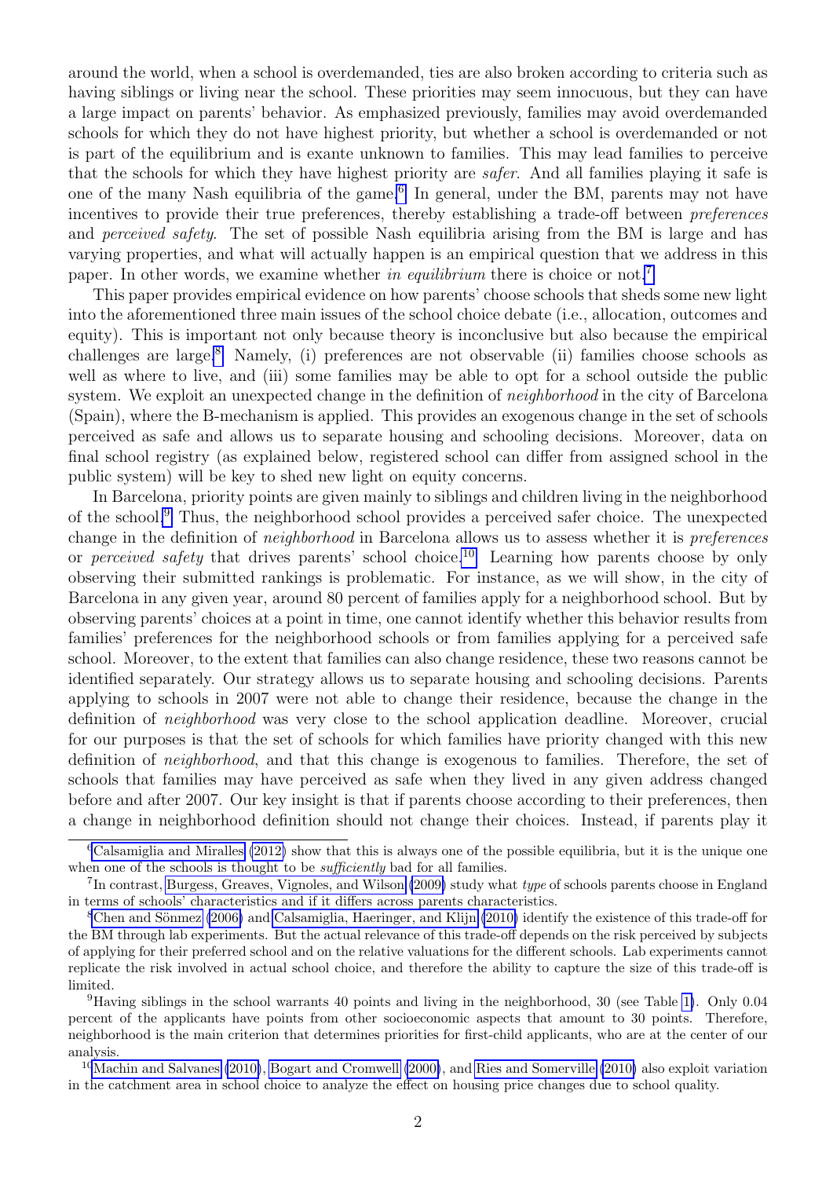around the world, when a school is overdemanded, ties are also broken according to criteria such as having siblings or living near the school. These priorities may seem innocuous, but they can have a large impact on parents' behavior. As emphasized previously, families may avoid overdemanded schools for which they do not have highest priority, but whether a school is overdemanded or not is part of the equilibrium and is exante unknown to families. This may lead families to perceive that the schools for which they have highest priority are *safer*. And all families playing it safe is one of the many Nash equilibria of the game.[6] In general, under the BM, parents may not have incentives to provide their true preferences, thereby establishing a trade-off between *preferences* and *perceived safety*. The set of possible Nash equilibria arising from the BM is large and has varying properties, and what will actually happen is an empirical question that we address in this paper. In other words, we examine whether *in equilibrium* there is choice or not.[7]

This paper provides empirical evidence on how parents' choose schools that sheds some new light into the aforementioned three main issues of the school choice debate (i.e., allocation, outcomes and equity). This is important not only because theory is inconclusive but also because the empirical challenges are large.[8] Namely, (i) preferences are not observable (ii) families choose schools as well as where to live, and (iii) some families may be able to opt for a school outside the public system. We exploit an unexpected change in the definition of *neighborhood* in the city of Barcelona (Spain), where the B-mechanism is applied. This provides an exogenous change in the set of schools perceived as safe and allows us to separate housing and schooling decisions. Moreover, data on final school registry (as explained below, registered school can differ from assigned school in the public system) will be key to shed new light on equity concerns.

In Barcelona, priority points are given mainly to siblings and children living in the neighborhood of the school.[9] Thus, the neighborhood school provides a perceived safer choice. The unexpected change in the definition of *neighborhood* in Barcelona allows us to assess whether it is *preferences* or *perceived safety* that drives parents' school choice.[10] Learning how parents choose by only observing their submitted rankings is problematic. For instance, as we will show, in the city of Barcelona in any given year, around 80 percent of families apply for a neighborhood school. But by observing parents' choices at a point in time, one cannot identify whether this behavior results from families' preferences for the neighborhood schools or from families applying for a perceived safe school. Moreover, to the extent that families can also change residence, these two reasons cannot be identified separately. Our strategy allows us to separate housing and schooling decisions. Parents applying to schools in 2007 were not able to change their residence, because the change in the definition of *neighborhood* was very close to the school application deadline. Moreover, crucial for our purposes is that the set of schools for which families have priority changed with this new definition of *neighborhood*, and that this change is exogenous to families. Therefore, the set of schools that families may have perceived as safe when they lived in any given address changed before and after 2007. Our key insight is that if parents choose according to their preferences, then a change in neighborhood definition should not change their choices. Instead, if parents play it

[6] Calsamiglia and Miralles (2012) show that this is always one of the possible equilibria, but it is the unique one when one of the schools is thought to be *sufficiently* bad for all families.

[7] In contrast, Burgess, Greaves, Vignoles, and Wilson (2009) study what *type* of schools parents choose in England in terms of schools' characteristics and if it differs across parents characteristics.

[8] Chen and Sönmez (2006) and Calsamiglia, Haeringer, and Klijn (2010) identify the existence of this trade-off for the BM through lab experiments. But the actual relevance of this trade-off depends on the risk perceived by subjects of applying for their preferred school and on the relative valuations for the different schools. Lab experiments cannot replicate the risk involved in actual school choice, and therefore the ability to capture the size of this trade-off is limited.

[9] Having siblings in the school warrants 40 points and living in the neighborhood, 30 (see Table 1). Only 0.04 percent of the applicants have points from other socioeconomic aspects that amount to 30 points. Therefore, neighborhood is the main criterion that determines priorities for first-child applicants, who are at the center of our analysis.

[10] Machin and Salvanes (2010), Bogart and Cromwell (2000), and Ries and Somerville (2010) also exploit variation in the catchment area in school choice to analyze the effect on housing price changes due to school quality.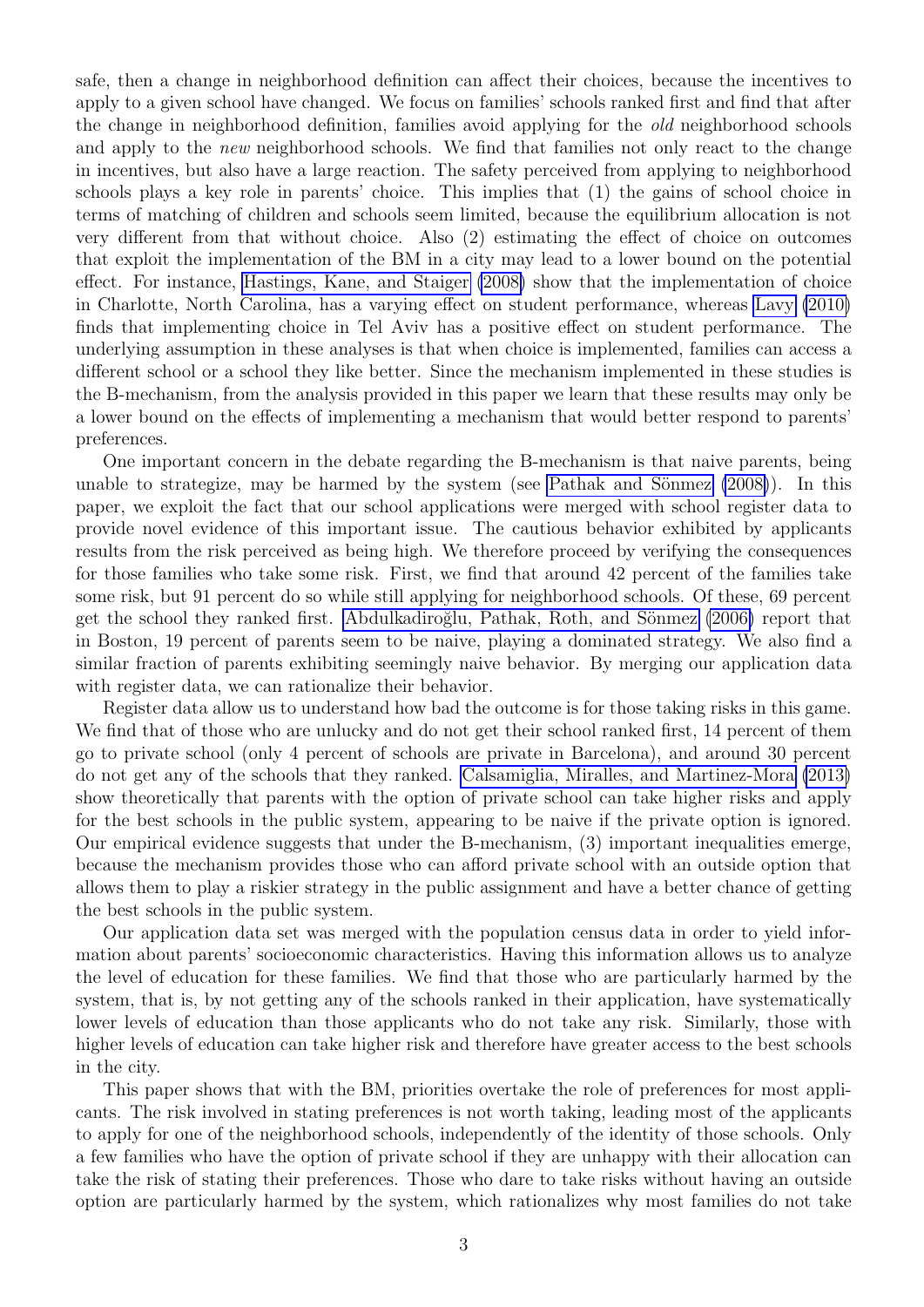safe, then a change in neighborhood definition can affect their choices, because the incentives to apply to a given school have changed. We focus on families' schools ranked first and find that after the change in neighborhood definition, families avoid applying for the *old* neighborhood schools and apply to the *new* neighborhood schools. We find that families not only react to the change in incentives, but also have a large reaction. The safety perceived from applying to neighborhood schools plays a key role in parents' choice. This implies that (1) the gains of school choice in terms of matching of children and schools seem limited, because the equilibrium allocation is not very different from that without choice. Also (2) estimating the effect of choice on outcomes that exploit the implementation of the BM in a city may lead to a lower bound on the potential effect. For instance, Hastings, Kane, and Staiger (2008) show that the implementation of choice in Charlotte, North Carolina, has a varying effect on student performance, whereas Lavy (2010) finds that implementing choice in Tel Aviv has a positive effect on student performance. The underlying assumption in these analyses is that when choice is implemented, families can access a different school or a school they like better. Since the mechanism implemented in these studies is the B-mechanism, from the analysis provided in this paper we learn that these results may only be a lower bound on the effects of implementing a mechanism that would better respond to parents' preferences.

One important concern in the debate regarding the B-mechanism is that naive parents, being unable to strategize, may be harmed by the system (see Pathak and Sönmez (2008)). In this paper, we exploit the fact that our school applications were merged with school register data to provide novel evidence of this important issue. The cautious behavior exhibited by applicants results from the risk perceived as being high. We therefore proceed by verifying the consequences for those families who take some risk. First, we find that around 42 percent of the families take some risk, but 91 percent do so while still applying for neighborhood schools. Of these, 69 percent get the school they ranked first. Abdulkadiroğlu, Pathak, Roth, and Sönmez (2006) report that in Boston, 19 percent of parents seem to be naive, playing a dominated strategy. We also find a similar fraction of parents exhibiting seemingly naive behavior. By merging our application data with register data, we can rationalize their behavior.

Register data allow us to understand how bad the outcome is for those taking risks in this game. We find that of those who are unlucky and do not get their school ranked first, 14 percent of them go to private school (only 4 percent of schools are private in Barcelona), and around 30 percent do not get any of the schools that they ranked. Calsamiglia, Miralles, and Martinez-Mora (2013) show theoretically that parents with the option of private school can take higher risks and apply for the best schools in the public system, appearing to be naive if the private option is ignored. Our empirical evidence suggests that under the B-mechanism, (3) important inequalities emerge, because the mechanism provides those who can afford private school with an outside option that allows them to play a riskier strategy in the public assignment and have a better chance of getting the best schools in the public system.

Our application data set was merged with the population census data in order to yield information about parents' socioeconomic characteristics. Having this information allows us to analyze the level of education for these families. We find that those who are particularly harmed by the system, that is, by not getting any of the schools ranked in their application, have systematically lower levels of education than those applicants who do not take any risk. Similarly, those with higher levels of education can take higher risk and therefore have greater access to the best schools in the city.

This paper shows that with the BM, priorities overtake the role of preferences for most applicants. The risk involved in stating preferences is not worth taking, leading most of the applicants to apply for one of the neighborhood schools, independently of the identity of those schools. Only a few families who have the option of private school if they are unhappy with their allocation can take the risk of stating their preferences. Those who dare to take risks without having an outside option are particularly harmed by the system, which rationalizes why most families do not take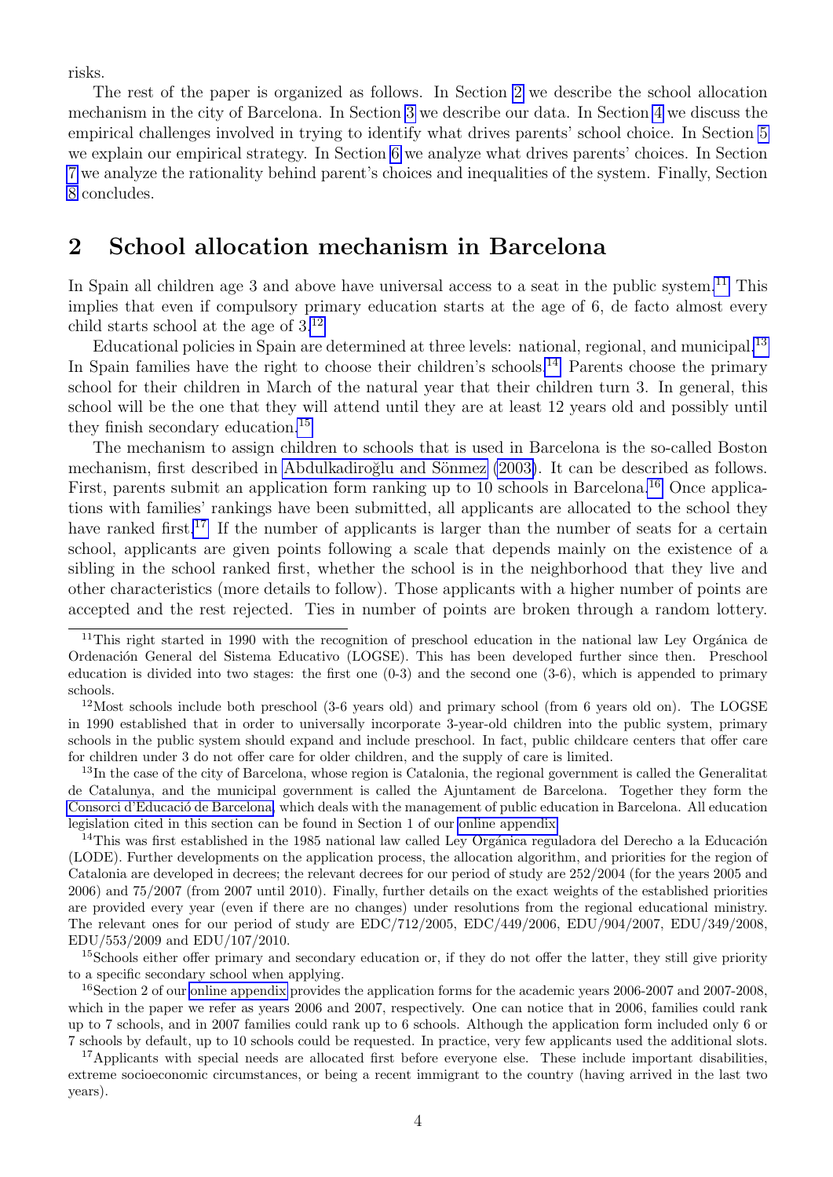risks.

The rest of the paper is organized as follows. In Section 2 we describe the school allocation mechanism in the city of Barcelona. In Section 3 we describe our data. In Section 4 we discuss the empirical challenges involved in trying to identify what drives parents' school choice. In Section 5 we explain our empirical strategy. In Section 6 we analyze what drives parents' choices. In Section 7 we analyze the rationality behind parent's choices and inequalities of the system. Finally, Section 8 concludes.

## 2 School allocation mechanism in Barcelona

In Spain all children age 3 and above have universal access to a seat in the public system.[11] This implies that even if compulsory primary education starts at the age of 6, de facto almost every child starts school at the age of 3.[12]

Educational policies in Spain are determined at three levels: national, regional, and municipal.[13] In Spain families have the right to choose their children's schools.[14] Parents choose the primary school for their children in March of the natural year that their children turn 3. In general, this school will be the one that they will attend until they are at least 12 years old and possibly until they finish secondary education.[15]

The mechanism to assign children to schools that is used in Barcelona is the so-called Boston mechanism, first described in Abdulkadiroğlu and Sönmez (2003). It can be described as follows. First, parents submit an application form ranking up to 10 schools in Barcelona.[16] Once applications with families' rankings have been submitted, all applicants are allocated to the school they have ranked first.[17] If the number of applicants is larger than the number of seats for a certain school, applicants are given points following a scale that depends mainly on the existence of a sibling in the school ranked first, whether the school is in the neighborhood that they live and other characteristics (more details to follow). Those applicants with a higher number of points are accepted and the rest rejected. Ties in number of points are broken through a random lottery.

[11] This right started in 1990 with the recognition of preschool education in the national law Ley Orgánica de Ordenación General del Sistema Educativo (LOGSE). This has been developed further since then. Preschool education is divided into two stages: the first one (0-3) and the second one (3-6), which is appended to primary schools.

[12] Most schools include both preschool (3-6 years old) and primary school (from 6 years old on). The LOGSE in 1990 established that in order to universally incorporate 3-year-old children into the public system, primary schools in the public system should expand and include preschool. In fact, public childcare centers that offer care for children under 3 do not offer care for older children, and the supply of care is limited.

[13] In the case of the city of Barcelona, whose region is Catalonia, the regional government is called the Generalitat de Catalunya, and the municipal government is called the Ajuntament de Barcelona. Together they form the Consorci d'Educació de Barcelona, which deals with the management of public education in Barcelona. All education legislation cited in this section can be found in Section 1 of our online appendix.

[14] This was first established in the 1985 national law called Ley Orgánica reguladora del Derecho a la Educación (LODE). Further developments on the application process, the allocation algorithm, and priorities for the region of Catalonia are developed in decrees; the relevant decrees for our period of study are 252/2004 (for the years 2005 and 2006) and 75/2007 (from 2007 until 2010). Finally, further details on the exact weights of the established priorities are provided every year (even if there are no changes) under resolutions from the regional educational ministry. The relevant ones for our period of study are EDC/712/2005, EDC/449/2006, EDU/904/2007, EDU/349/2008, EDU/553/2009 and EDU/107/2010.

[15] Schools either offer primary and secondary education or, if they do not offer the latter, they still give priority to a specific secondary school when applying.

[16] Section 2 of our online appendix provides the application forms for the academic years 2006-2007 and 2007-2008, which in the paper we refer as years 2006 and 2007, respectively. One can notice that in 2006, families could rank up to 7 schools, and in 2007 families could rank up to 6 schools. Although the application form included only 6 or 7 schools by default, up to 10 schools could be requested. In practice, very few applicants used the additional slots.

[17] Applicants with special needs are allocated first before everyone else. These include important disabilities, extreme socioeconomic circumstances, or being a recent immigrant to the country (having arrived in the last two years).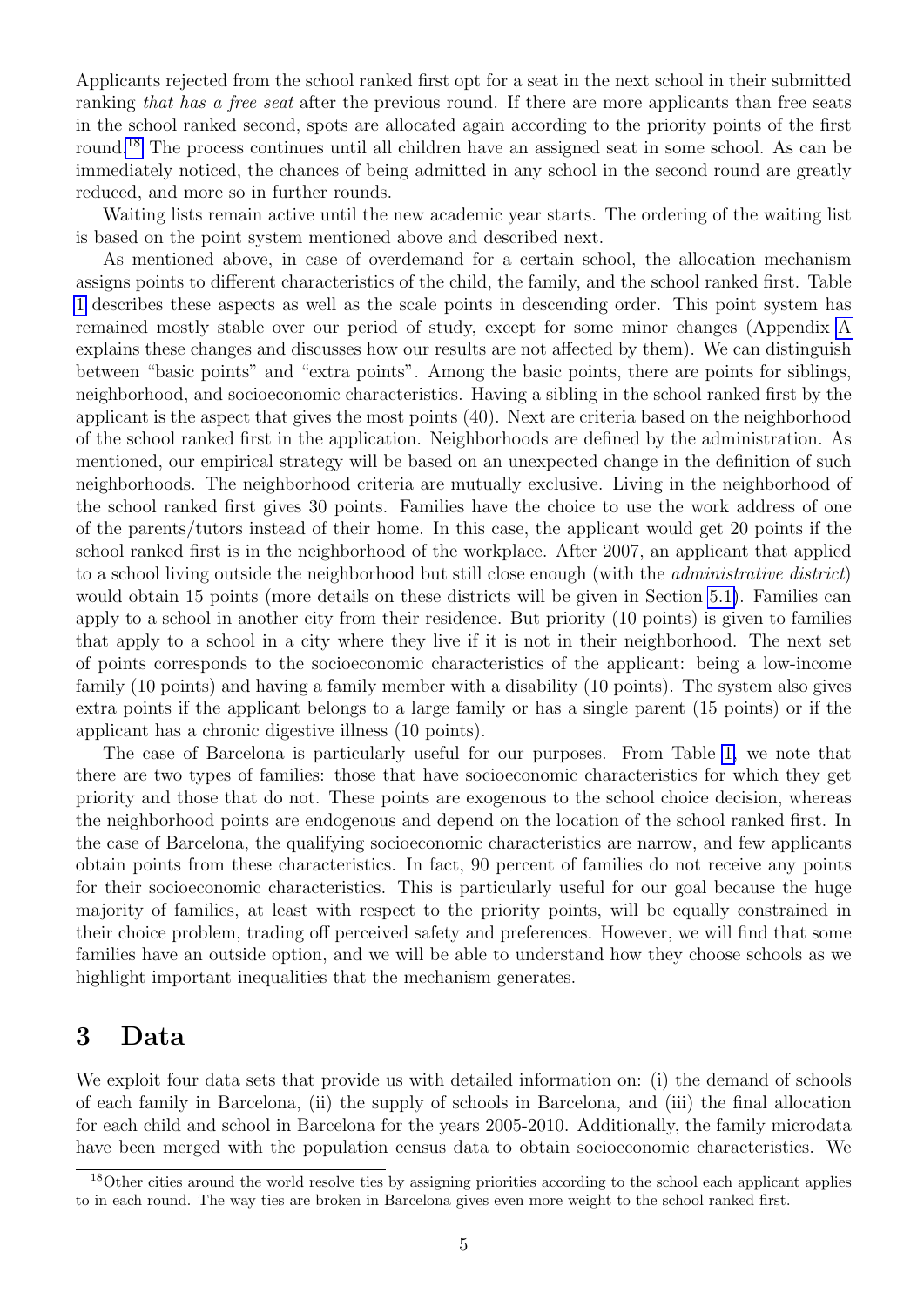Applicants rejected from the school ranked first opt for a seat in the next school in their submitted ranking *that has a free seat* after the previous round. If there are more applicants than free seats in the school ranked second, spots are allocated again according to the priority points of the first round.[18] The process continues until all children have an assigned seat in some school. As can be immediately noticed, the chances of being admitted in any school in the second round are greatly reduced, and more so in further rounds.

Waiting lists remain active until the new academic year starts. The ordering of the waiting list is based on the point system mentioned above and described next.

As mentioned above, in case of overdemand for a certain school, the allocation mechanism assigns points to different characteristics of the child, the family, and the school ranked first. Table 1 describes these aspects as well as the scale points in descending order. This point system has remained mostly stable over our period of study, except for some minor changes (Appendix A explains these changes and discusses how our results are not affected by them). We can distinguish between "basic points" and "extra points". Among the basic points, there are points for siblings, neighborhood, and socioeconomic characteristics. Having a sibling in the school ranked first by the applicant is the aspect that gives the most points (40). Next are criteria based on the neighborhood of the school ranked first in the application. Neighborhoods are defined by the administration. As mentioned, our empirical strategy will be based on an unexpected change in the definition of such neighborhoods. The neighborhood criteria are mutually exclusive. Living in the neighborhood of the school ranked first gives 30 points. Families have the choice to use the work address of one of the parents/tutors instead of their home. In this case, the applicant would get 20 points if the school ranked first is in the neighborhood of the workplace. After 2007, an applicant that applied to a school living outside the neighborhood but still close enough (with the *administrative district*) would obtain 15 points (more details on these districts will be given in Section 5.1). Families can apply to a school in another city from their residence. But priority (10 points) is given to families that apply to a school in a city where they live if it is not in their neighborhood. The next set of points corresponds to the socioeconomic characteristics of the applicant: being a low-income family (10 points) and having a family member with a disability (10 points). The system also gives extra points if the applicant belongs to a large family or has a single parent (15 points) or if the applicant has a chronic digestive illness (10 points).

The case of Barcelona is particularly useful for our purposes. From Table 1, we note that there are two types of families: those that have socioeconomic characteristics for which they get priority and those that do not. These points are exogenous to the school choice decision, whereas the neighborhood points are endogenous and depend on the location of the school ranked first. In the case of Barcelona, the qualifying socioeconomic characteristics are narrow, and few applicants obtain points from these characteristics. In fact, 90 percent of families do not receive any points for their socioeconomic characteristics. This is particularly useful for our goal because the huge majority of families, at least with respect to the priority points, will be equally constrained in their choice problem, trading off perceived safety and preferences. However, we will find that some families have an outside option, and we will be able to understand how they choose schools as we highlight important inequalities that the mechanism generates.

# 3 Data

We exploit four data sets that provide us with detailed information on: (i) the demand of schools of each family in Barcelona, (ii) the supply of schools in Barcelona, and (iii) the final allocation for each child and school in Barcelona for the years 2005-2010. Additionally, the family microdata have been merged with the population census data to obtain socioeconomic characteristics. We

[18] Other cities around the world resolve ties by assigning priorities according to the school each applicant applies to in each round. The way ties are broken in Barcelona gives even more weight to the school ranked first.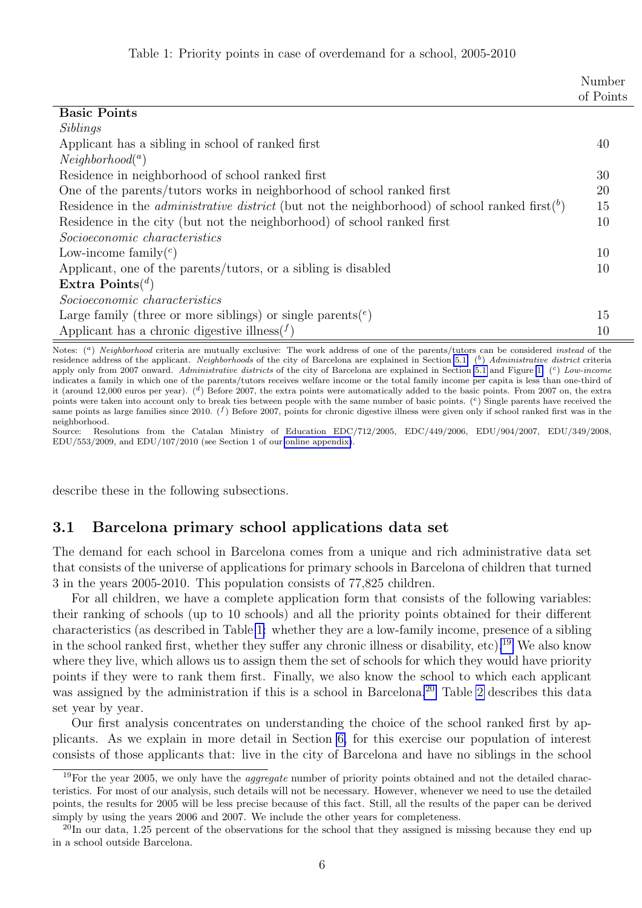Table 1: Priority points in case of overdemand for a school, 2005-2010

| | Number of Points |
|---|---|
| **Basic Points** | |
| *Siblings* | |
| Applicant has a sibling in school of ranked first | 40 |
| *Neighborhood*([a]) | |
| Residence in neighborhood of school ranked first | 30 |
| One of the parents/tutors works in neighborhood of school ranked first | 20 |
| Residence in the *administrative district* (but not the neighborhood) of school ranked first([b]) | 15 |
| Residence in the city (but not the neighborhood) of school ranked first | 10 |
| *Socioeconomic characteristics* | |
| Low-income family([c]) | 10 |
| Applicant, one of the parents/tutors, or a sibling is disabled | 10 |
| **Extra Points**([d]) | |
| *Socioeconomic characteristics* | |
| Large family (three or more siblings) or single parents([e]) | 15 |
| Applicant has a chronic digestive illness([f]) | 10 |

Notes: ([a]) *Neighborhood* criteria are mutually exclusive: The work address of one of the parents/tutors can be considered *instead* of the residence address of the applicant. *Neighborhoods* of the city of Barcelona are explained in Section 5.1. ([b]) *Administrative district* criteria apply only from 2007 onward. *Administrative districts* of the city of Barcelona are explained in Section 5.1 and Figure 1. ([c]) *Low-income* indicates a family in which one of the parents/tutors receives welfare income or the total family income per capita is less than one-third of it (around 12,000 euros per year). ([d]) Before 2007, the extra points were automatically added to the basic points. From 2007 on, the extra points were taken into account only to break ties between people with the same number of basic points. ([e]) Single parents have received the same points as large families since 2010. ([f]) Before 2007, points for chronic digestive illness were given only if school ranked first was in the neighborhood.
Source: Resolutions from the Catalan Ministry of Education EDC/712/2005, EDC/449/2006, EDU/904/2007, EDU/349/2008, EDU/553/2009, and EDU/107/2010 (see Section 1 of our online appendix).

describe these in the following subsections.

## 3.1 Barcelona primary school applications data set

The demand for each school in Barcelona comes from a unique and rich administrative data set that consists of the universe of applications for primary schools in Barcelona of children that turned 3 in the years 2005-2010. This population consists of 77,825 children.

For all children, we have a complete application form that consists of the following variables: their ranking of schools (up to 10 schools) and all the priority points obtained for their different characteristics (as described in Table 1: whether they are a low-family income, presence of a sibling in the school ranked first, whether they suffer any chronic illness or disability, etc).[19] We also know where they live, which allows us to assign them the set of schools for which they would have priority points if they were to rank them first. Finally, we also know the school to which each applicant was assigned by the administration if this is a school in Barcelona.[20] Table 2 describes this data set year by year.

Our first analysis concentrates on understanding the choice of the school ranked first by applicants. As we explain in more detail in Section 6, for this exercise our population of interest consists of those applicants that: live in the city of Barcelona and have no siblings in the school

[19] For the year 2005, we only have the *aggregate* number of priority points obtained and not the detailed characteristics. For most of our analysis, such details will not be necessary. However, whenever we need to use the detailed points, the results for 2005 will be less precise because of this fact. Still, all the results of the paper can be derived simply by using the years 2006 and 2007. We include the other years for completeness.

[20] In our data, 1.25 percent of the observations for the school that they assigned is missing because they end up in a school outside Barcelona.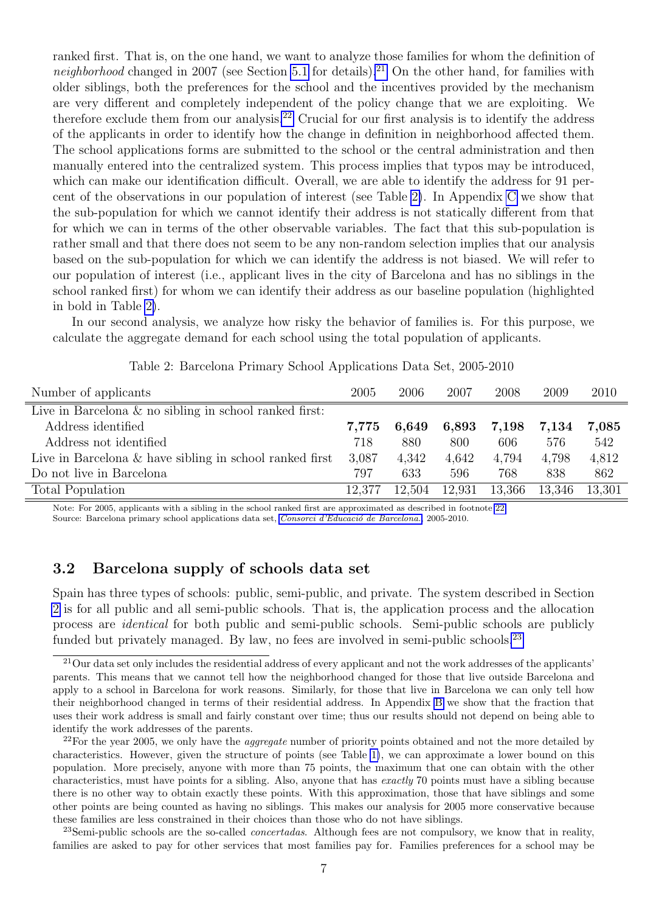ranked first. That is, on the one hand, we want to analyze those families for whom the definition of *neighborhood* changed in 2007 (see Section 5.1 for details).[21] On the other hand, for families with older siblings, both the preferences for the school and the incentives provided by the mechanism are very different and completely independent of the policy change that we are exploiting. We therefore exclude them from our analysis.[22] Crucial for our first analysis is to identify the address of the applicants in order to identify how the change in definition in neighborhood affected them. The school applications forms are submitted to the school or the central administration and then manually entered into the centralized system. This process implies that typos may be introduced, which can make our identification difficult. Overall, we are able to identify the address for 91 percent of the observations in our population of interest (see Table 2). In Appendix C we show that the sub-population for which we cannot identify their address is not statically different from that for which we can in terms of the other observable variables. The fact that this sub-population is rather small and that there does not seem to be any non-random selection implies that our analysis based on the sub-population for which we can identify the address is not biased. We will refer to our population of interest (i.e., applicant lives in the city of Barcelona and has no siblings in the school ranked first) for whom we can identify their address as our baseline population (highlighted in bold in Table 2).

In our second analysis, we analyze how risky the behavior of families is. For this purpose, we calculate the aggregate demand for each school using the total population of applicants.

Table 2: Barcelona Primary School Applications Data Set, 2005-2010

| Number of applicants | 2005 | 2006 | 2007 | 2008 | 2009 | 2010 |
|---|---|---|---|---|---|---|
| Live in Barcelona & no sibling in school ranked first: | | | | | | |
| Address identified | **7,775** | **6,649** | **6,893** | **7,198** | **7,134** | **7,085** |
| Address not identified | 718 | 880 | 800 | 606 | 576 | 542 |
| Live in Barcelona & have sibling in school ranked first | 3,087 | 4,342 | 4,642 | 4,794 | 4,798 | 4,812 |
| Do not live in Barcelona | 797 | 633 | 596 | 768 | 838 | 862 |
| Total Population | 12,377 | 12,504 | 12,931 | 13,366 | 13,346 | 13,301 |

Note: For 2005, applicants with a sibling in the school ranked first are approximated as described in footnote 22.
Source: Barcelona primary school applications data set, *Consorci d'Educació de Barcelona*, 2005-2010.

## 3.2 Barcelona supply of schools data set

Spain has three types of schools: public, semi-public, and private. The system described in Section 2 is for all public and all semi-public schools. That is, the application process and the allocation process are *identical* for both public and semi-public schools. Semi-public schools are publicly funded but privately managed. By law, no fees are involved in semi-public schools.[23]

[21] Our data set only includes the residential address of every applicant and not the work addresses of the applicants' parents. This means that we cannot tell how the neighborhood changed for those that live outside Barcelona and apply to a school in Barcelona for work reasons. Similarly, for those that live in Barcelona we can only tell how their neighborhood changed in terms of their residential address. In Appendix B we show that the fraction that uses their work address is small and fairly constant over time; thus our results should not depend on being able to identify the work addresses of the parents.

[22] For the year 2005, we only have the *aggregate* number of priority points obtained and not the more detailed by characteristics. However, given the structure of points (see Table 1), we can approximate a lower bound on this population. More precisely, anyone with more than 75 points, the maximum that one can obtain with the other characteristics, must have points for a sibling. Also, anyone that has *exactly* 70 points must have a sibling because there is no other way to obtain exactly these points. With this approximation, those that have siblings and some other points are being counted as having no siblings. This makes our analysis for 2005 more conservative because these families are less constrained in their choices than those who do not have siblings.

[23] Semi-public schools are the so-called *concertadas*. Although fees are not compulsory, we know that in reality, families are asked to pay for other services that most families pay for. Families preferences for a school may be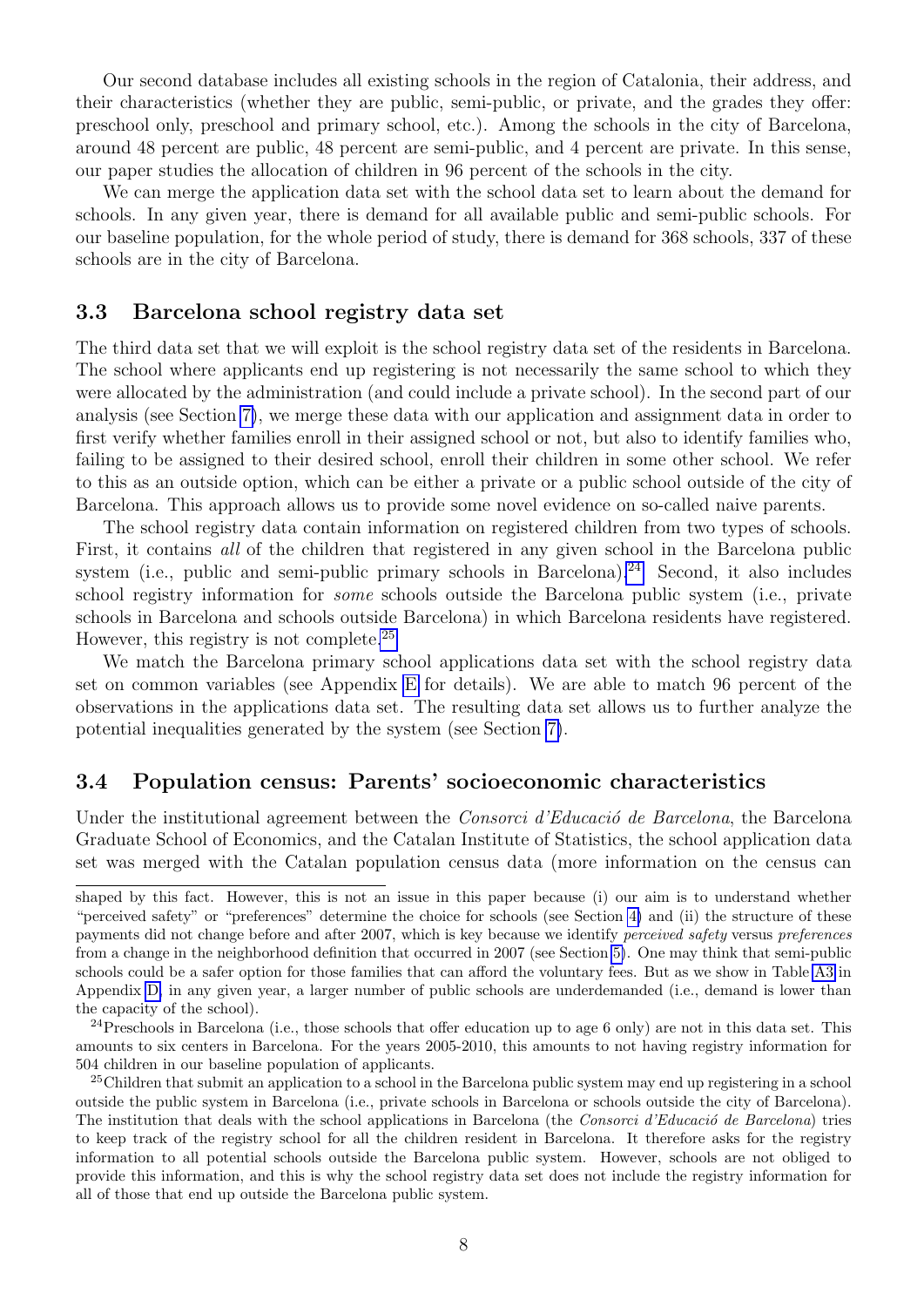Our second database includes all existing schools in the region of Catalonia, their address, and their characteristics (whether they are public, semi-public, or private, and the grades they offer: preschool only, preschool and primary school, etc.). Among the schools in the city of Barcelona, around 48 percent are public, 48 percent are semi-public, and 4 percent are private. In this sense, our paper studies the allocation of children in 96 percent of the schools in the city.

We can merge the application data set with the school data set to learn about the demand for schools. In any given year, there is demand for all available public and semi-public schools. For our baseline population, for the whole period of study, there is demand for 368 schools, 337 of these schools are in the city of Barcelona.

## 3.3 Barcelona school registry data set

The third data set that we will exploit is the school registry data set of the residents in Barcelona. The school where applicants end up registering is not necessarily the same school to which they were allocated by the administration (and could include a private school). In the second part of our analysis (see Section 7), we merge these data with our application and assignment data in order to first verify whether families enroll in their assigned school or not, but also to identify families who, failing to be assigned to their desired school, enroll their children in some other school. We refer to this as an outside option, which can be either a private or a public school outside of the city of Barcelona. This approach allows us to provide some novel evidence on so-called naive parents.

The school registry data contain information on registered children from two types of schools. First, it contains *all* of the children that registered in any given school in the Barcelona public system (i.e., public and semi-public primary schools in Barcelona).[24] Second, it also includes school registry information for *some* schools outside the Barcelona public system (i.e., private schools in Barcelona and schools outside Barcelona) in which Barcelona residents have registered. However, this registry is not complete.[25]

We match the Barcelona primary school applications data set with the school registry data set on common variables (see Appendix E for details). We are able to match 96 percent of the observations in the applications data set. The resulting data set allows us to further analyze the potential inequalities generated by the system (see Section 7).

## 3.4 Population census: Parents' socioeconomic characteristics

Under the institutional agreement between the *Consorci d'Educació de Barcelona*, the Barcelona Graduate School of Economics, and the Catalan Institute of Statistics, the school application data set was merged with the Catalan population census data (more information on the census can

---

shaped by this fact. However, this is not an issue in this paper because (i) our aim is to understand whether "perceived safety" or "preferences" determine the choice for schools (see Section 4) and (ii) the structure of these payments did not change before and after 2007, which is key because we identify *perceived safety* versus *preferences* from a change in the neighborhood definition that occurred in 2007 (see Section 5). One may think that semi-public schools could be a safer option for those families that can afford the voluntary fees. But as we show in Table A3 in Appendix D, in any given year, a larger number of public schools are underdemanded (i.e., demand is lower than the capacity of the school).

[24] Preschools in Barcelona (i.e., those schools that offer education up to age 6 only) are not in this data set. This amounts to six centers in Barcelona. For the years 2005-2010, this amounts to not having registry information for 504 children in our baseline population of applicants.

[25] Children that submit an application to a school in the Barcelona public system may end up registering in a school outside the public system in Barcelona (i.e., private schools in Barcelona or schools outside the city of Barcelona). The institution that deals with the school applications in Barcelona (the *Consorci d'Educació de Barcelona*) tries to keep track of the registry school for all the children resident in Barcelona. It therefore asks for the registry information to all potential schools outside the Barcelona public system. However, schools are not obliged to provide this information, and this is why the school registry data set does not include the registry information for all of those that end up outside the Barcelona public system.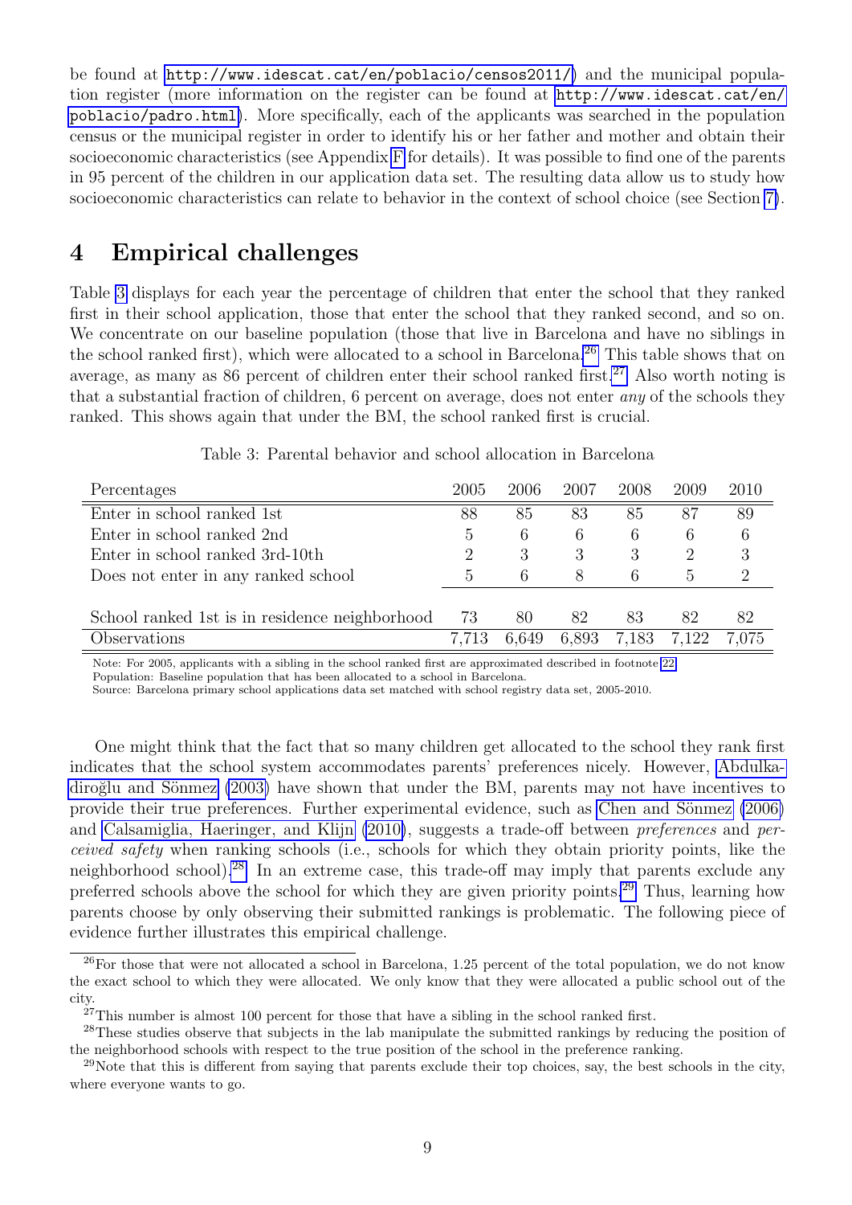be found at http://www.idescat.cat/en/poblacio/censos2011/) and the municipal population register (more information on the register can be found at http://www.idescat.cat/en/poblacio/padro.html). More specifically, each of the applicants was searched in the population census or the municipal register in order to identify his or her father and mother and obtain their socioeconomic characteristics (see Appendix F for details). It was possible to find one of the parents in 95 percent of the children in our application data set. The resulting data allow us to study how socioeconomic characteristics can relate to behavior in the context of school choice (see Section 7).

## 4 Empirical challenges

Table 3 displays for each year the percentage of children that enter the school that they ranked first in their school application, those that enter the school that they ranked second, and so on. We concentrate on our baseline population (those that live in Barcelona and have no siblings in the school ranked first), which were allocated to a school in Barcelona.[26] This table shows that on average, as many as 86 percent of children enter their school ranked first.[27] Also worth noting is that a substantial fraction of children, 6 percent on average, does not enter *any* of the schools they ranked. This shows again that under the BM, the school ranked first is crucial.

Table 3: Parental behavior and school allocation in Barcelona

| Percentages | 2005 | 2006 | 2007 | 2008 | 2009 | 2010 |
|---|---|---|---|---|---|---|
| Enter in school ranked 1st | 88 | 85 | 83 | 85 | 87 | 89 |
| Enter in school ranked 2nd | 5 | 6 | 6 | 6 | 6 | 6 |
| Enter in school ranked 3rd-10th | 2 | 3 | 3 | 3 | 2 | 3 |
| Does not enter in any ranked school | 5 | 6 | 8 | 6 | 5 | 2 |
| School ranked 1st is in residence neighborhood | 73 | 80 | 82 | 83 | 82 | 82 |
| Observations | 7,713 | 6,649 | 6,893 | 7,183 | 7,122 | 7,075 |

Note: For 2005, applicants with a sibling in the school ranked first are approximated described in footnote 22.
Population: Baseline population that has been allocated to a school in Barcelona.
Source: Barcelona primary school applications data set matched with school registry data set, 2005-2010.

One might think that the fact that so many children get allocated to the school they rank first indicates that the school system accommodates parents' preferences nicely. However, Abdulkadiroğlu and Sönmez (2003) have shown that under the BM, parents may not have incentives to provide their true preferences. Further experimental evidence, such as Chen and Sönmez (2006) and Calsamiglia, Haeringer, and Klijn (2010), suggests a trade-off between *preferences* and *perceived safety* when ranking schools (i.e., schools for which they obtain priority points, like the neighborhood school).[28] In an extreme case, this trade-off may imply that parents exclude any preferred schools above the school for which they are given priority points.[29] Thus, learning how parents choose by only observing their submitted rankings is problematic. The following piece of evidence further illustrates this empirical challenge.

[26] For those that were not allocated a school in Barcelona, 1.25 percent of the total population, we do not know the exact school to which they were allocated. We only know that they were allocated a public school out of the city.

[27] This number is almost 100 percent for those that have a sibling in the school ranked first.

[28] These studies observe that subjects in the lab manipulate the submitted rankings by reducing the position of the neighborhood schools with respect to the true position of the school in the preference ranking.

[29] Note that this is different from saying that parents exclude their top choices, say, the best schools in the city, where everyone wants to go.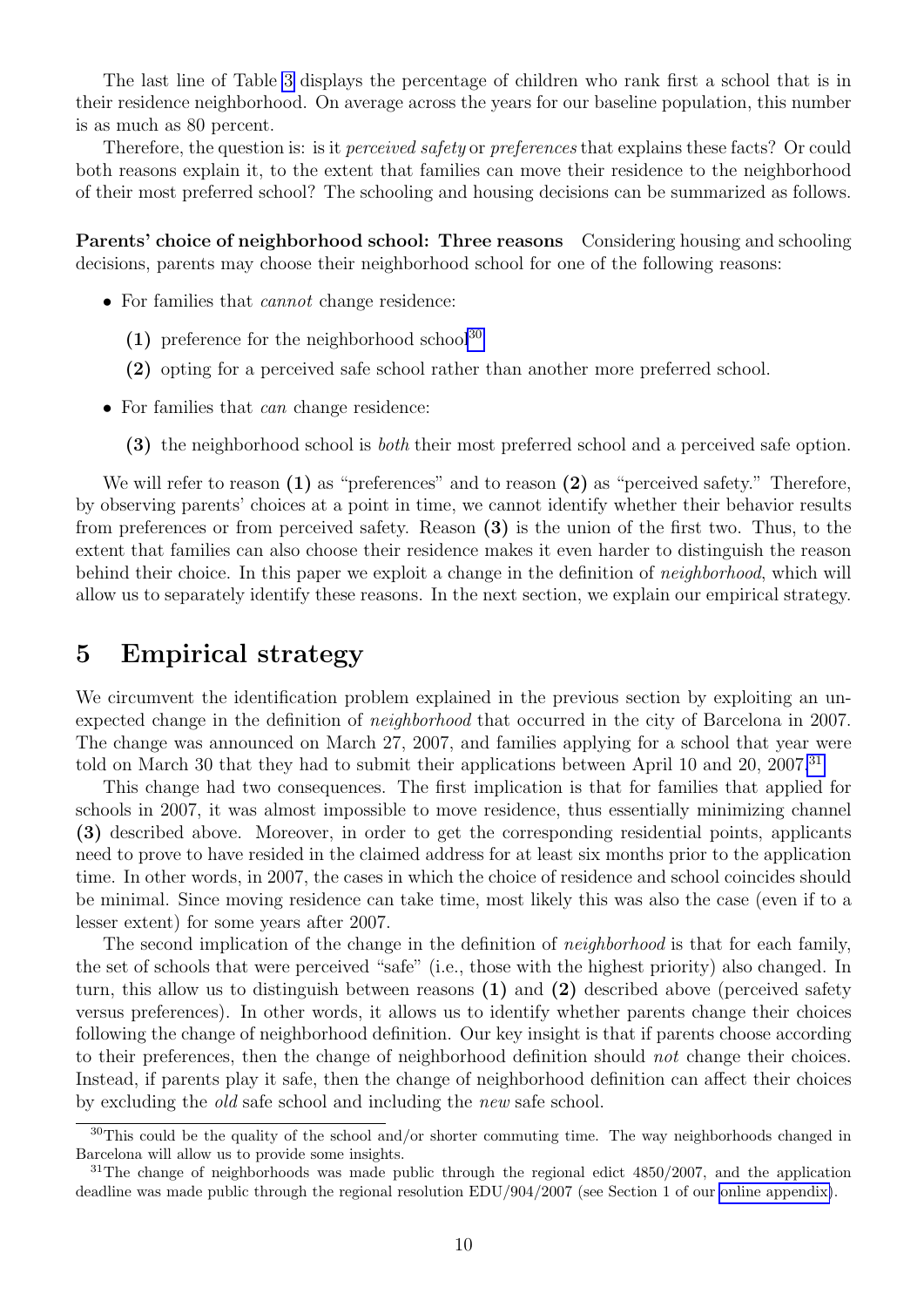The last line of Table 3 displays the percentage of children who rank first a school that is in their residence neighborhood. On average across the years for our baseline population, this number is as much as 80 percent.

Therefore, the question is: is it *perceived safety* or *preferences* that explains these facts? Or could both reasons explain it, to the extent that families can move their residence to the neighborhood of their most preferred school? The schooling and housing decisions can be summarized as follows.

**Parents' choice of neighborhood school: Three reasons** Considering housing and schooling decisions, parents may choose their neighborhood school for one of the following reasons:

- For families that *cannot* change residence:
  - **(1)** preference for the neighborhood school[30]
  - **(2)** opting for a perceived safe school rather than another more preferred school.
- For families that *can* change residence:
  - **(3)** the neighborhood school is *both* their most preferred school and a perceived safe option.

We will refer to reason **(1)** as "preferences" and to reason **(2)** as "perceived safety." Therefore, by observing parents' choices at a point in time, we cannot identify whether their behavior results from preferences or from perceived safety. Reason **(3)** is the union of the first two. Thus, to the extent that families can also choose their residence makes it even harder to distinguish the reason behind their choice. In this paper we exploit a change in the definition of *neighborhood*, which will allow us to separately identify these reasons. In the next section, we explain our empirical strategy.

# 5 Empirical strategy

We circumvent the identification problem explained in the previous section by exploiting an unexpected change in the definition of *neighborhood* that occurred in the city of Barcelona in 2007. The change was announced on March 27, 2007, and families applying for a school that year were told on March 30 that they had to submit their applications between April 10 and 20, 2007.[31]

This change had two consequences. The first implication is that for families that applied for schools in 2007, it was almost impossible to move residence, thus essentially minimizing channel **(3)** described above. Moreover, in order to get the corresponding residential points, applicants need to prove to have resided in the claimed address for at least six months prior to the application time. In other words, in 2007, the cases in which the choice of residence and school coincides should be minimal. Since moving residence can take time, most likely this was also the case (even if to a lesser extent) for some years after 2007.

The second implication of the change in the definition of *neighborhood* is that for each family, the set of schools that were perceived "safe" (i.e., those with the highest priority) also changed. In turn, this allow us to distinguish between reasons **(1)** and **(2)** described above (perceived safety versus preferences). In other words, it allows us to identify whether parents change their choices following the change of neighborhood definition. Our key insight is that if parents choose according to their preferences, then the change of neighborhood definition should *not* change their choices. Instead, if parents play it safe, then the change of neighborhood definition can affect their choices by excluding the *old* safe school and including the *new* safe school.

[30] This could be the quality of the school and/or shorter commuting time. The way neighborhoods changed in Barcelona will allow us to provide some insights.

[31] The change of neighborhoods was made public through the regional edict 4850/2007, and the application deadline was made public through the regional resolution EDU/904/2007 (see Section 1 of our online appendix).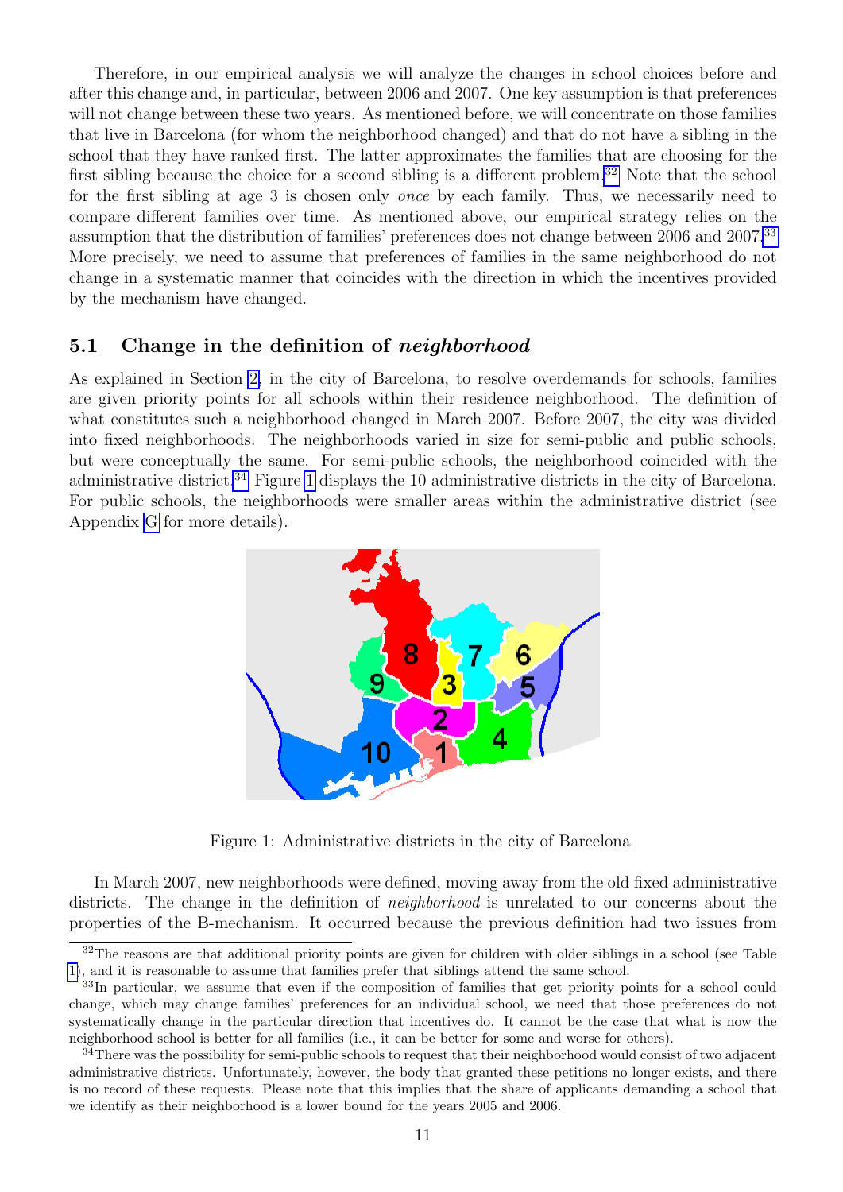Therefore, in our empirical analysis we will analyze the changes in school choices before and after this change and, in particular, between 2006 and 2007. One key assumption is that preferences will not change between these two years. As mentioned before, we will concentrate on those families that live in Barcelona (for whom the neighborhood changed) and that do not have a sibling in the school that they have ranked first. The latter approximates the families that are choosing for the first sibling because the choice for a second sibling is a different problem.[32] Note that the school for the first sibling at age 3 is chosen only *once* by each family. Thus, we necessarily need to compare different families over time. As mentioned above, our empirical strategy relies on the assumption that the distribution of families' preferences does not change between 2006 and 2007.[33] More precisely, we need to assume that preferences of families in the same neighborhood do not change in a systematic manner that coincides with the direction in which the incentives provided by the mechanism have changed.

## 5.1 Change in the definition of *neighborhood*

As explained in Section 2, in the city of Barcelona, to resolve overdemands for schools, families are given priority points for all schools within their residence neighborhood. The definition of what constitutes such a neighborhood changed in March 2007. Before 2007, the city was divided into fixed neighborhoods. The neighborhoods varied in size for semi-public and public schools, but were conceptually the same. For semi-public schools, the neighborhood coincided with the administrative district.[34] Figure 1 displays the 10 administrative districts in the city of Barcelona. For public schools, the neighborhoods were smaller areas within the administrative district (see Appendix G for more details).

Figure 1: Administrative districts in the city of Barcelona

In March 2007, new neighborhoods were defined, moving away from the old fixed administrative districts. The change in the definition of *neighborhood* is unrelated to our concerns about the properties of the B-mechanism. It occurred because the previous definition had two issues from

[32]The reasons are that additional priority points are given for children with older siblings in a school (see Table 1), and it is reasonable to assume that families prefer that siblings attend the same school.

[33]In particular, we assume that even if the composition of families that get priority points for a school could change, which may change families' preferences for an individual school, we need that those preferences do not systematically change in the particular direction that incentives do. It cannot be the case that what is now the neighborhood school is better for all families (i.e., it can be better for some and worse for others).

[34]There was the possibility for semi-public schools to request that their neighborhood would consist of two adjacent administrative districts. Unfortunately, however, the body that granted these petitions no longer exists, and there is no record of these requests. Please note that this implies that the share of applicants demanding a school that we identify as their neighborhood is a lower bound for the years 2005 and 2006.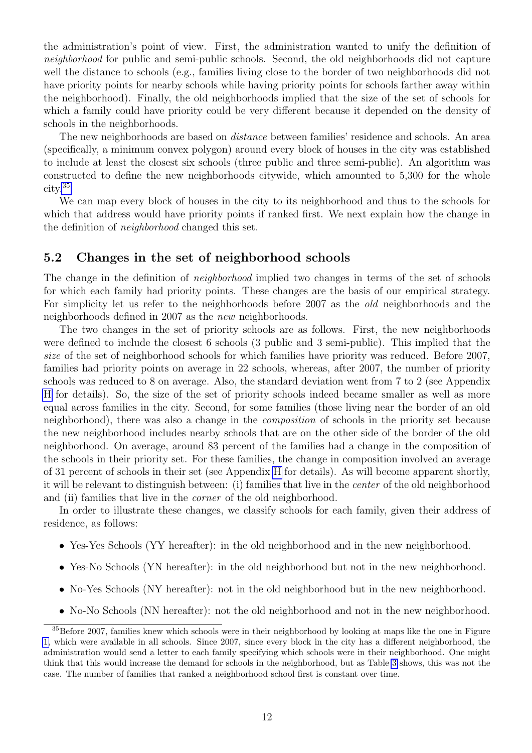the administration's point of view. First, the administration wanted to unify the definition of *neighborhood* for public and semi-public schools. Second, the old neighborhoods did not capture well the distance to schools (e.g., families living close to the border of two neighborhoods did not have priority points for nearby schools while having priority points for schools farther away within the neighborhood). Finally, the old neighborhoods implied that the size of the set of schools for which a family could have priority could be very different because it depended on the density of schools in the neighborhoods.

The new neighborhoods are based on *distance* between families' residence and schools. An area (specifically, a minimum convex polygon) around every block of houses in the city was established to include at least the closest six schools (three public and three semi-public). An algorithm was constructed to define the new neighborhoods citywide, which amounted to 5,300 for the whole city.[35]

We can map every block of houses in the city to its neighborhood and thus to the schools for which that address would have priority points if ranked first. We next explain how the change in the definition of *neighborhood* changed this set.

## 5.2 Changes in the set of neighborhood schools

The change in the definition of *neighborhood* implied two changes in terms of the set of schools for which each family had priority points. These changes are the basis of our empirical strategy. For simplicity let us refer to the neighborhoods before 2007 as the *old* neighborhoods and the neighborhoods defined in 2007 as the *new* neighborhoods.

The two changes in the set of priority schools are as follows. First, the new neighborhoods were defined to include the closest 6 schools (3 public and 3 semi-public). This implied that the *size* of the set of neighborhood schools for which families have priority was reduced. Before 2007, families had priority points on average in 22 schools, whereas, after 2007, the number of priority schools was reduced to 8 on average. Also, the standard deviation went from 7 to 2 (see Appendix H for details). So, the size of the set of priority schools indeed became smaller as well as more equal across families in the city. Second, for some families (those living near the border of an old neighborhood), there was also a change in the *composition* of schools in the priority set because the new neighborhood includes nearby schools that are on the other side of the border of the old neighborhood. On average, around 83 percent of the families had a change in the composition of the schools in their priority set. For these families, the change in composition involved an average of 31 percent of schools in their set (see Appendix H for details). As will become apparent shortly, it will be relevant to distinguish between: (i) families that live in the *center* of the old neighborhood and (ii) families that live in the *corner* of the old neighborhood.

In order to illustrate these changes, we classify schools for each family, given their address of residence, as follows:

- Yes-Yes Schools (YY hereafter): in the old neighborhood and in the new neighborhood.
- Yes-No Schools (YN hereafter): in the old neighborhood but not in the new neighborhood.
- No-Yes Schools (NY hereafter): not in the old neighborhood but in the new neighborhood.
- No-No Schools (NN hereafter): not the old neighborhood and not in the new neighborhood.

[35] Before 2007, families knew which schools were in their neighborhood by looking at maps like the one in Figure 1, which were available in all schools. Since 2007, since every block in the city has a different neighborhood, the administration would send a letter to each family specifying which schools were in their neighborhood. One might think that this would increase the demand for schools in the neighborhood, but as Table 3 shows, this was not the case. The number of families that ranked a neighborhood school first is constant over time.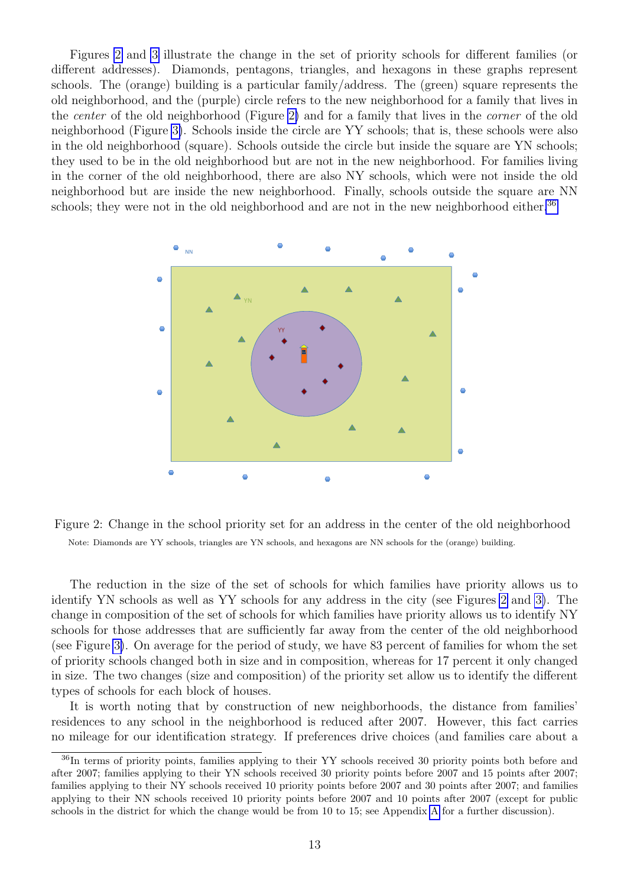Figures 2 and 3 illustrate the change in the set of priority schools for different families (or different addresses). Diamonds, pentagons, triangles, and hexagons in these graphs represent schools. The (orange) building is a particular family/address. The (green) square represents the old neighborhood, and the (purple) circle refers to the new neighborhood for a family that lives in the *center* of the old neighborhood (Figure 2) and for a family that lives in the *corner* of the old neighborhood (Figure 3). Schools inside the circle are YY schools; that is, these schools were also in the old neighborhood (square). Schools outside the circle but inside the square are YN schools; they used to be in the old neighborhood but are not in the new neighborhood. For families living in the corner of the old neighborhood, there are also NY schools, which were not inside the old neighborhood but are inside the new neighborhood. Finally, schools outside the square are NN schools; they were not in the old neighborhood and are not in the new neighborhood either.[36]

Figure 2: Change in the school priority set for an address in the center of the old neighborhood

Note: Diamonds are YY schools, triangles are YN schools, and hexagons are NN schools for the (orange) building.

The reduction in the size of the set of schools for which families have priority allows us to identify YN schools as well as YY schools for any address in the city (see Figures 2 and 3). The change in composition of the set of schools for which families have priority allows us to identify NY schools for those addresses that are sufficiently far away from the center of the old neighborhood (see Figure 3). On average for the period of study, we have 83 percent of families for whom the set of priority schools changed both in size and in composition, whereas for 17 percent it only changed in size. The two changes (size and composition) of the priority set allow us to identify the different types of schools for each block of houses.

It is worth noting that by construction of new neighborhoods, the distance from families' residences to any school in the neighborhood is reduced after 2007. However, this fact carries no mileage for our identification strategy. If preferences drive choices (and families care about a

[36] In terms of priority points, families applying to their YY schools received 30 priority points both before and after 2007; families applying to their YN schools received 30 priority points before 2007 and 15 points after 2007; families applying to their NY schools received 10 priority points before 2007 and 30 points after 2007; and families applying to their NN schools received 10 priority points before 2007 and 10 points after 2007 (except for public schools in the district for which the change would be from 10 to 15; see Appendix A for a further discussion).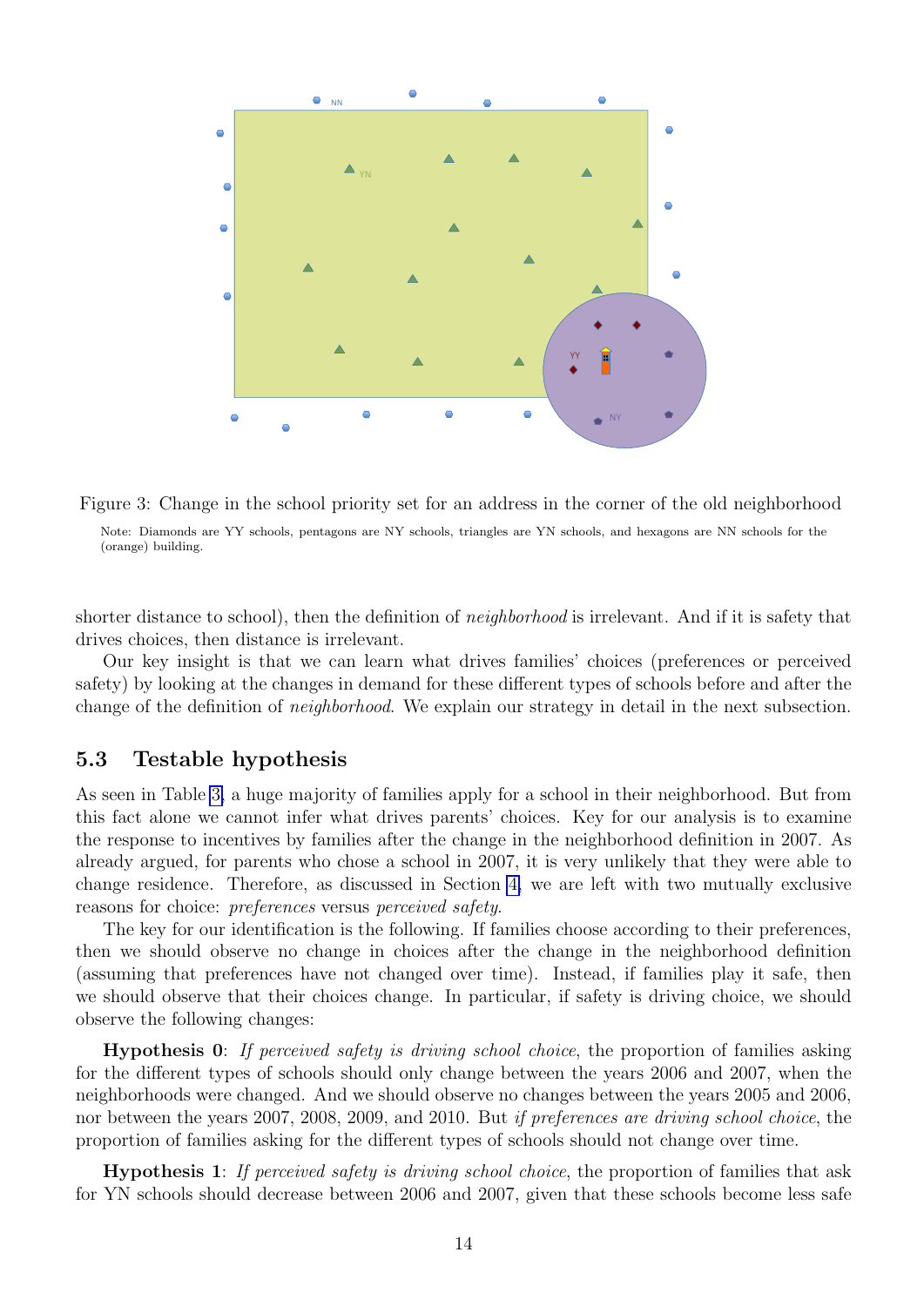Figure 3: Change in the school priority set for an address in the corner of the old neighborhood

Note: Diamonds are YY schools, pentagons are NY schools, triangles are YN schools, and hexagons are NN schools for the (orange) building.

shorter distance to school), then the definition of *neighborhood* is irrelevant. And if it is safety that drives choices, then distance is irrelevant.

Our key insight is that we can learn what drives families' choices (preferences or perceived safety) by looking at the changes in demand for these different types of schools before and after the change of the definition of *neighborhood*. We explain our strategy in detail in the next subsection.

## 5.3 Testable hypothesis

As seen in Table 3, a huge majority of families apply for a school in their neighborhood. But from this fact alone we cannot infer what drives parents' choices. Key for our analysis is to examine the response to incentives by families after the change in the neighborhood definition in 2007. As already argued, for parents who chose a school in 2007, it is very unlikely that they were able to change residence. Therefore, as discussed in Section 4, we are left with two mutually exclusive reasons for choice: *preferences* versus *perceived safety*.

The key for our identification is the following. If families choose according to their preferences, then we should observe no change in choices after the change in the neighborhood definition (assuming that preferences have not changed over time). Instead, if families play it safe, then we should observe that their choices change. In particular, if safety is driving choice, we should observe the following changes:

**Hypothesis 0**: *If perceived safety is driving school choice*, the proportion of families asking for the different types of schools should only change between the years 2006 and 2007, when the neighborhoods were changed. And we should observe no changes between the years 2005 and 2006, nor between the years 2007, 2008, 2009, and 2010. But *if preferences are driving school choice*, the proportion of families asking for the different types of schools should not change over time.

**Hypothesis 1**: *If perceived safety is driving school choice*, the proportion of families that ask for YN schools should decrease between 2006 and 2007, given that these schools become less safe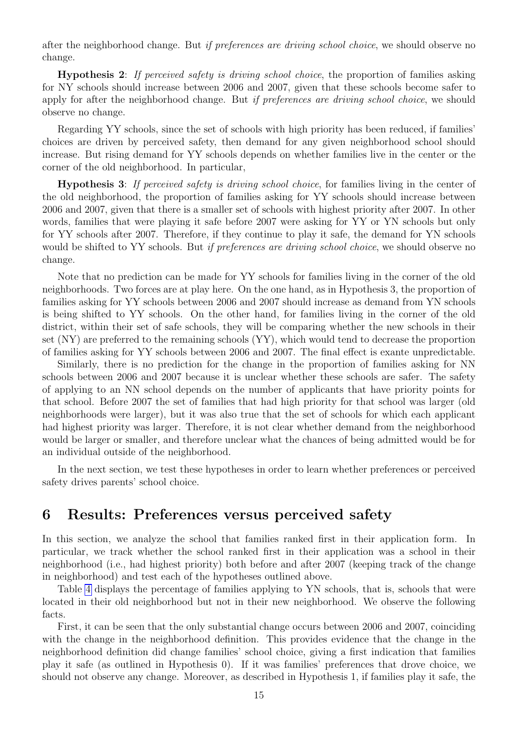after the neighborhood change. But *if preferences are driving school choice*, we should observe no change.

**Hypothesis 2**: *If perceived safety is driving school choice*, the proportion of families asking for NY schools should increase between 2006 and 2007, given that these schools become safer to apply for after the neighborhood change. But *if preferences are driving school choice*, we should observe no change.

Regarding YY schools, since the set of schools with high priority has been reduced, if families' choices are driven by perceived safety, then demand for any given neighborhood school should increase. But rising demand for YY schools depends on whether families live in the center or the corner of the old neighborhood. In particular,

**Hypothesis 3**: *If perceived safety is driving school choice*, for families living in the center of the old neighborhood, the proportion of families asking for YY schools should increase between 2006 and 2007, given that there is a smaller set of schools with highest priority after 2007. In other words, families that were playing it safe before 2007 were asking for YY or YN schools but only for YY schools after 2007. Therefore, if they continue to play it safe, the demand for YN schools would be shifted to YY schools. But *if preferences are driving school choice*, we should observe no change.

Note that no prediction can be made for YY schools for families living in the corner of the old neighborhoods. Two forces are at play here. On the one hand, as in Hypothesis 3, the proportion of families asking for YY schools between 2006 and 2007 should increase as demand from YN schools is being shifted to YY schools. On the other hand, for families living in the corner of the old district, within their set of safe schools, they will be comparing whether the new schools in their set (NY) are preferred to the remaining schools (YY), which would tend to decrease the proportion of families asking for YY schools between 2006 and 2007. The final effect is exante unpredictable.

Similarly, there is no prediction for the change in the proportion of families asking for NN schools between 2006 and 2007 because it is unclear whether these schools are safer. The safety of applying to an NN school depends on the number of applicants that have priority points for that school. Before 2007 the set of families that had high priority for that school was larger (old neighborhoods were larger), but it was also true that the set of schools for which each applicant had highest priority was larger. Therefore, it is not clear whether demand from the neighborhood would be larger or smaller, and therefore unclear what the chances of being admitted would be for an individual outside of the neighborhood.

In the next section, we test these hypotheses in order to learn whether preferences or perceived safety drives parents' school choice.

# 6 Results: Preferences versus perceived safety

In this section, we analyze the school that families ranked first in their application form. In particular, we track whether the school ranked first in their application was a school in their neighborhood (i.e., had highest priority) both before and after 2007 (keeping track of the change in neighborhood) and test each of the hypotheses outlined above.

Table 4 displays the percentage of families applying to YN schools, that is, schools that were located in their old neighborhood but not in their new neighborhood. We observe the following facts.

First, it can be seen that the only substantial change occurs between 2006 and 2007, coinciding with the change in the neighborhood definition. This provides evidence that the change in the neighborhood definition did change families' school choice, giving a first indication that families play it safe (as outlined in Hypothesis 0). If it was families' preferences that drove choice, we should not observe any change. Moreover, as described in Hypothesis 1, if families play it safe, the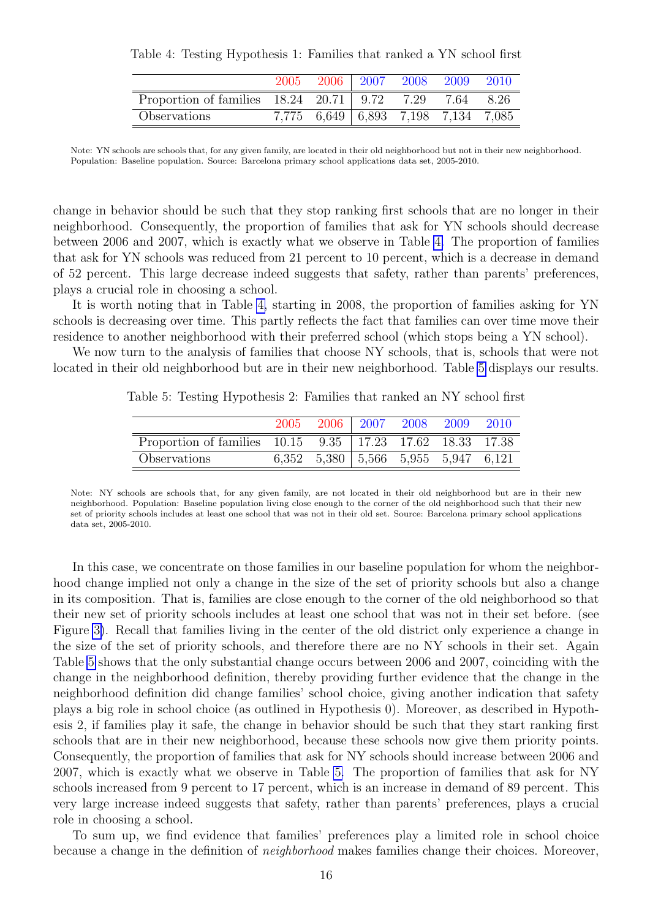Table 4: Testing Hypothesis 1: Families that ranked a YN school first

| | 2005 | 2006 | 2007 | 2008 | 2009 | 2010 |
|---|---|---|---|---|---|---|
| Proportion of families | 18.24 | 20.71 | 9.72 | 7.29 | 7.64 | 8.26 |
| Observations | 7,775 | 6,649 | 6,893 | 7,198 | 7,134 | 7,085 |

Note: YN schools are schools that, for any given family, are located in their old neighborhood but not in their new neighborhood. Population: Baseline population. Source: Barcelona primary school applications data set, 2005-2010.

change in behavior should be such that they stop ranking first schools that are no longer in their neighborhood. Consequently, the proportion of families that ask for YN schools should decrease between 2006 and 2007, which is exactly what we observe in Table 4. The proportion of families that ask for YN schools was reduced from 21 percent to 10 percent, which is a decrease in demand of 52 percent. This large decrease indeed suggests that safety, rather than parents' preferences, plays a crucial role in choosing a school.

It is worth noting that in Table 4, starting in 2008, the proportion of families asking for YN schools is decreasing over time. This partly reflects the fact that families can over time move their residence to another neighborhood with their preferred school (which stops being a YN school).

We now turn to the analysis of families that choose NY schools, that is, schools that were not located in their old neighborhood but are in their new neighborhood. Table 5 displays our results.

Table 5: Testing Hypothesis 2: Families that ranked an NY school first

| | 2005 | 2006 | 2007 | 2008 | 2009 | 2010 |
|---|---|---|---|---|---|---|
| Proportion of families | 10.15 | 9.35 | 17.23 | 17.62 | 18.33 | 17.38 |
| Observations | 6,352 | 5,380 | 5,566 | 5,955 | 5,947 | 6,121 |

Note: NY schools are schools that, for any given family, are not located in their old neighborhood but are in their new neighborhood. Population: Baseline population living close enough to the corner of the old neighborhood such that their new set of priority schools includes at least one school that was not in their old set. Source: Barcelona primary school applications data set, 2005-2010.

In this case, we concentrate on those families in our baseline population for whom the neighborhood change implied not only a change in the size of the set of priority schools but also a change in its composition. That is, families are close enough to the corner of the old neighborhood so that their new set of priority schools includes at least one school that was not in their set before. (see Figure 3). Recall that families living in the center of the old district only experience a change in the size of the set of priority schools, and therefore there are no NY schools in their set. Again Table 5 shows that the only substantial change occurs between 2006 and 2007, coinciding with the change in the neighborhood definition, thereby providing further evidence that the change in the neighborhood definition did change families' school choice, giving another indication that safety plays a big role in school choice (as outlined in Hypothesis 0). Moreover, as described in Hypothesis 2, if families play it safe, the change in behavior should be such that they start ranking first schools that are in their new neighborhood, because these schools now give them priority points. Consequently, the proportion of families that ask for NY schools should increase between 2006 and 2007, which is exactly what we observe in Table 5. The proportion of families that ask for NY schools increased from 9 percent to 17 percent, which is an increase in demand of 89 percent. This very large increase indeed suggests that safety, rather than parents' preferences, plays a crucial role in choosing a school.

To sum up, we find evidence that families' preferences play a limited role in school choice because a change in the definition of *neighborhood* makes families change their choices. Moreover,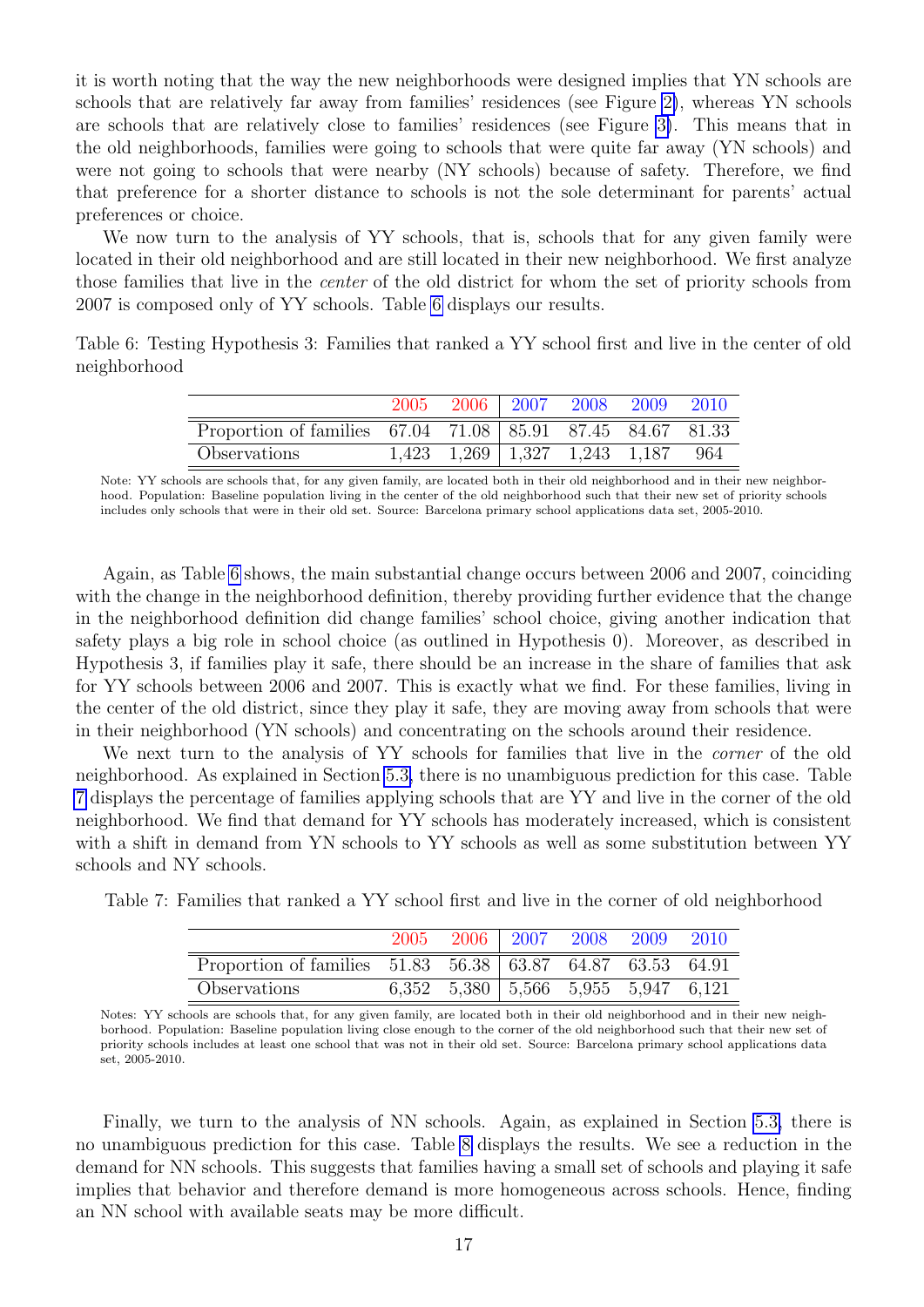it is worth noting that the way the new neighborhoods were designed implies that YN schools are schools that are relatively far away from families' residences (see Figure 2), whereas YN schools are schools that are relatively close to families' residences (see Figure 3). This means that in the old neighborhoods, families were going to schools that were quite far away (YN schools) and were not going to schools that were nearby (NY schools) because of safety. Therefore, we find that preference for a shorter distance to schools is not the sole determinant for parents' actual preferences or choice.

We now turn to the analysis of YY schools, that is, schools that for any given family were located in their old neighborhood and are still located in their new neighborhood. We first analyze those families that live in the *center* of the old district for whom the set of priority schools from 2007 is composed only of YY schools. Table 6 displays our results.

Table 6: Testing Hypothesis 3: Families that ranked a YY school first and live in the center of old neighborhood

| | 2005 | 2006 | 2007 | 2008 | 2009 | 2010 |
|---|---|---|---|---|---|---|
| Proportion of families | 67.04 | 71.08 | 85.91 | 87.45 | 84.67 | 81.33 |
| Observations | 1,423 | 1,269 | 1,327 | 1,243 | 1,187 | 964 |

Note: YY schools are schools that, for any given family, are located both in their old neighborhood and in their new neighborhood. Population: Baseline population living in the center of the old neighborhood such that their new set of priority schools includes only schools that were in their old set. Source: Barcelona primary school applications data set, 2005-2010.

Again, as Table 6 shows, the main substantial change occurs between 2006 and 2007, coinciding with the change in the neighborhood definition, thereby providing further evidence that the change in the neighborhood definition did change families' school choice, giving another indication that safety plays a big role in school choice (as outlined in Hypothesis 0). Moreover, as described in Hypothesis 3, if families play it safe, there should be an increase in the share of families that ask for YY schools between 2006 and 2007. This is exactly what we find. For these families, living in the center of the old district, since they play it safe, they are moving away from schools that were in their neighborhood (YN schools) and concentrating on the schools around their residence.

We next turn to the analysis of YY schools for families that live in the *corner* of the old neighborhood. As explained in Section 5.3, there is no unambiguous prediction for this case. Table 7 displays the percentage of families applying schools that are YY and live in the corner of the old neighborhood. We find that demand for YY schools has moderately increased, which is consistent with a shift in demand from YN schools to YY schools as well as some substitution between YY schools and NY schools.

Table 7: Families that ranked a YY school first and live in the corner of old neighborhood

| | 2005 | 2006 | 2007 | 2008 | 2009 | 2010 |
|---|---|---|---|---|---|---|
| Proportion of families | 51.83 | 56.38 | 63.87 | 64.87 | 63.53 | 64.91 |
| Observations | 6,352 | 5,380 | 5,566 | 5,955 | 5,947 | 6,121 |

Notes: YY schools are schools that, for any given family, are located both in their old neighborhood and in their new neighborhood. Population: Baseline population living close enough to the corner of the old neighborhood such that their new set of priority schools includes at least one school that was not in their old set. Source: Barcelona primary school applications data set, 2005-2010.

Finally, we turn to the analysis of NN schools. Again, as explained in Section 5.3, there is no unambiguous prediction for this case. Table 8 displays the results. We see a reduction in the demand for NN schools. This suggests that families having a small set of schools and playing it safe implies that behavior and therefore demand is more homogeneous across schools. Hence, finding an NN school with available seats may be more difficult.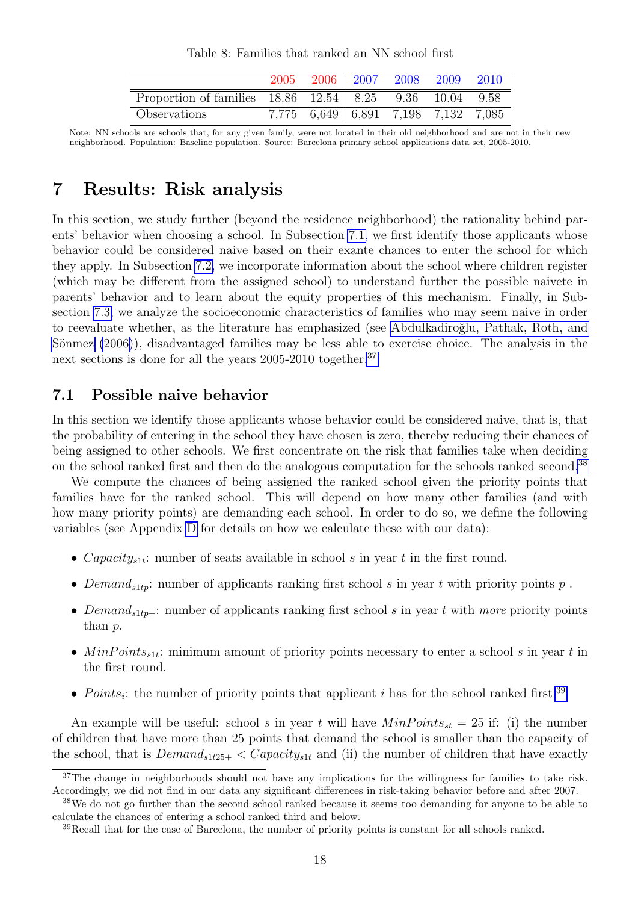Table 8: Families that ranked an NN school first

| | 2005 | 2006 | 2007 | 2008 | 2009 | 2010 |
|---|---|---|---|---|---|---|
| Proportion of families | 18.86 | 12.54 | 8.25 | 9.36 | 10.04 | 9.58 |
| Observations | 7,775 | 6,649 | 6,891 | 7,198 | 7,132 | 7,085 |

Note: NN schools are schools that, for any given family, were not located in their old neighborhood and are not in their new neighborhood. Population: Baseline population. Source: Barcelona primary school applications data set, 2005-2010.

# 7 Results: Risk analysis

In this section, we study further (beyond the residence neighborhood) the rationality behind parents' behavior when choosing a school. In Subsection 7.1, we first identify those applicants whose behavior could be considered naive based on their exante chances to enter the school for which they apply. In Subsection 7.2, we incorporate information about the school where children register (which may be different from the assigned school) to understand further the possible naivete in parents' behavior and to learn about the equity properties of this mechanism. Finally, in Subsection 7.3, we analyze the socioeconomic characteristics of families who may seem naive in order to reevaluate whether, as the literature has emphasized (see Abdulkadiroğlu, Pathak, Roth, and Sönmez (2006)), disadvantaged families may be less able to exercise choice. The analysis in the next sections is done for all the years 2005-2010 together.[37]

## 7.1 Possible naive behavior

In this section we identify those applicants whose behavior could be considered naive, that is, that the probability of entering in the school they have chosen is zero, thereby reducing their chances of being assigned to other schools. We first concentrate on the risk that families take when deciding on the school ranked first and then do the analogous computation for the schools ranked second.[38]

We compute the chances of being assigned the ranked school given the priority points that families have for the ranked school. This will depend on how many other families (and with how many priority points) are demanding each school. In order to do so, we define the following variables (see Appendix D for details on how we calculate these with our data):

- $Capacity_{s1t}$: number of seats available in school $s$ in year $t$ in the first round.
- $Demand_{s1tp}$: number of applicants ranking first school $s$ in year $t$ with priority points $p$ .
- $Demand_{s1tp+}$: number of applicants ranking first school $s$ in year $t$ with *more* priority points than $p$.
- $MinPoints_{s1t}$: minimum amount of priority points necessary to enter a school $s$ in year $t$ in the first round.
- $Points_i$: the number of priority points that applicant $i$ has for the school ranked first.[39]

An example will be useful: school $s$ in year $t$ will have $MinPoints_{st} = 25$ if: (i) the number of children that have more than 25 points that demand the school is smaller than the capacity of the school, that is $Demand_{s1t25+} < Capacity_{s1t}$ and (ii) the number of children that have exactly

[37] The change in neighborhoods should not have any implications for the willingness for families to take risk. Accordingly, we did not find in our data any significant differences in risk-taking behavior before and after 2007.

[38] We do not go further than the second school ranked because it seems too demanding for anyone to be able to calculate the chances of entering a school ranked third and below.

[39] Recall that for the case of Barcelona, the number of priority points is constant for all schools ranked.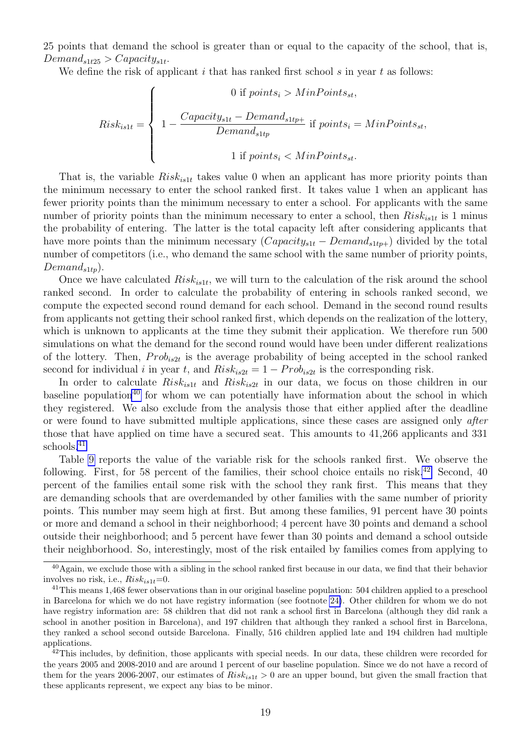25 points that demand the school is greater than or equal to the capacity of the school, that is, $Demand_{s1t25} > Capacity_{s1t}$.

We define the risk of applicant $i$ that has ranked first school $s$ in year $t$ as follows:

$$
Risk_{is1t} = \begin{cases} 0 \text{ if } points_i > MinPoints_{st}, \\ \\ 1 - \dfrac{Capacity_{s1t} - Demand_{s1tp+}}{Demand_{s1tp}} \text{ if } points_i = MinPoints_{st}, \\ \\ 1 \text{ if } points_i < MinPoints_{st}. \end{cases}
$$

That is, the variable $Risk_{is1t}$ takes value 0 when an applicant has more priority points than the minimum necessary to enter the school ranked first. It takes value 1 when an applicant has fewer priority points than the minimum necessary to enter a school. For applicants with the same number of priority points than the minimum necessary to enter a school, then $Risk_{is1t}$ is 1 minus the probability of entering. The latter is the total capacity left after considering applicants that have more points than the minimum necessary ($Capacity_{s1t} - Demand_{s1tp+}$) divided by the total number of competitors (i.e., who demand the same school with the same number of priority points, $Demand_{s1tp}$).

Once we have calculated $Risk_{is1t}$, we will turn to the calculation of the risk around the school ranked second. In order to calculate the probability of entering in schools ranked second, we compute the expected second round demand for each school. Demand in the second round results from applicants not getting their school ranked first, which depends on the realization of the lottery, which is unknown to applicants at the time they submit their application. We therefore run 500 simulations on what the demand for the second round would have been under different realizations of the lottery. Then, $Prob_{is2t}$ is the average probability of being accepted in the school ranked second for individual $i$ in year $t$, and $Risk_{is2t} = 1 - Prob_{is2t}$ is the corresponding risk.

In order to calculate $Risk_{is1t}$ and $Risk_{is2t}$ in our data, we focus on those children in our baseline population[40] for whom we can potentially have information about the school in which they registered. We also exclude from the analysis those that either applied after the deadline or were found to have submitted multiple applications, since these cases are assigned only *after* those that have applied on time have a secured seat. This amounts to 41,266 applicants and 331 schools.[41]

Table 9 reports the value of the variable risk for the schools ranked first. We observe the following. First, for 58 percent of the families, their school choice entails no risk.[42] Second, 40 percent of the families entail some risk with the school they rank first. This means that they are demanding schools that are overdemanded by other families with the same number of priority points. This number may seem high at first. But among these families, 91 percent have 30 points or more and demand a school in their neighborhood; 4 percent have 30 points and demand a school outside their neighborhood; and 5 percent have fewer than 30 points and demand a school outside their neighborhood. So, interestingly, most of the risk entailed by families comes from applying to

[40] Again, we exclude those with a sibling in the school ranked first because in our data, we find that their behavior involves no risk, i.e., $Risk_{is1t}$=0.

[41] This means 1,468 fewer observations than in our original baseline population: 504 children applied to a preschool in Barcelona for which we do not have registry information (see footnote 24). Other children for whom we do not have registry information are: 58 children that did not rank a school first in Barcelona (although they did rank a school in another position in Barcelona), and 197 children that although they ranked a school first in Barcelona, they ranked a school second outside Barcelona. Finally, 516 children applied late and 194 children had multiple applications.

[42] This includes, by definition, those applicants with special needs. In our data, these children were recorded for the years 2005 and 2008-2010 and are around 1 percent of our baseline population. Since we do not have a record of them for the years 2006-2007, our estimates of $Risk_{is1t} > 0$ are an upper bound, but given the small fraction that these applicants represent, we expect any bias to be minor.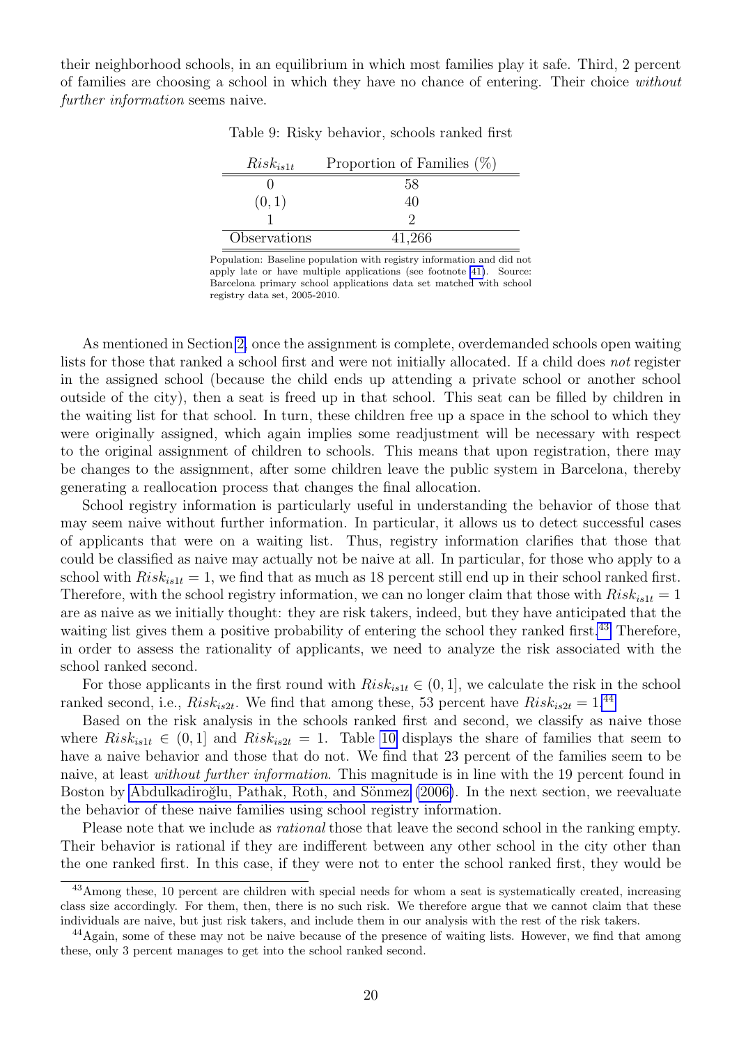their neighborhood schools, in an equilibrium in which most families play it safe. Third, 2 percent of families are choosing a school in which they have no chance of entering. Their choice *without further information* seems naive.

Table 9: Risky behavior, schools ranked first

| $Risk_{is1t}$ | Proportion of Families (%) |
|---|---|
| 0 | 58 |
| (0, 1) | 40 |
| 1 | 2 |
| Observations | 41,266 |

Population: Baseline population with registry information and did not apply late or have multiple applications (see footnote 41). Source: Barcelona primary school applications data set matched with school registry data set, 2005-2010.

As mentioned in Section 2, once the assignment is complete, overdemanded schools open waiting lists for those that ranked a school first and were not initially allocated. If a child does *not* register in the assigned school (because the child ends up attending a private school or another school outside of the city), then a seat is freed up in that school. This seat can be filled by children in the waiting list for that school. In turn, these children free up a space in the school to which they were originally assigned, which again implies some readjustment will be necessary with respect to the original assignment of children to schools. This means that upon registration, there may be changes to the assignment, after some children leave the public system in Barcelona, thereby generating a reallocation process that changes the final allocation.

School registry information is particularly useful in understanding the behavior of those that may seem naive without further information. In particular, it allows us to detect successful cases of applicants that were on a waiting list. Thus, registry information clarifies that those that could be classified as naive may actually not be naive at all. In particular, for those who apply to a school with $Risk_{is1t} = 1$, we find that as much as 18 percent still end up in their school ranked first. Therefore, with the school registry information, we can no longer claim that those with $Risk_{is1t} = 1$ are as naive as we initially thought: they are risk takers, indeed, but they have anticipated that the waiting list gives them a positive probability of entering the school they ranked first.[43] Therefore, in order to assess the rationality of applicants, we need to analyze the risk associated with the school ranked second.

For those applicants in the first round with $Risk_{is1t} \in (0, 1]$, we calculate the risk in the school ranked second, i.e., $Risk_{is2t}$. We find that among these, 53 percent have $Risk_{is2t} = 1$.[44]

Based on the risk analysis in the schools ranked first and second, we classify as naive those where $Risk_{is1t} \in (0, 1]$ and $Risk_{is2t} = 1$. Table 10 displays the share of families that seem to have a naive behavior and those that do not. We find that 23 percent of the families seem to be naive, at least *without further information*. This magnitude is in line with the 19 percent found in Boston by Abdulkadiroğlu, Pathak, Roth, and Sönmez (2006). In the next section, we reevaluate the behavior of these naive families using school registry information.

Please note that we include as *rational* those that leave the second school in the ranking empty. Their behavior is rational if they are indifferent between any other school in the city other than the one ranked first. In this case, if they were not to enter the school ranked first, they would be

[43] Among these, 10 percent are children with special needs for whom a seat is systematically created, increasing class size accordingly. For them, then, there is no such risk. We therefore argue that we cannot claim that these individuals are naive, but just risk takers, and include them in our analysis with the rest of the risk takers.

[44] Again, some of these may not be naive because of the presence of waiting lists. However, we find that among these, only 3 percent manages to get into the school ranked second.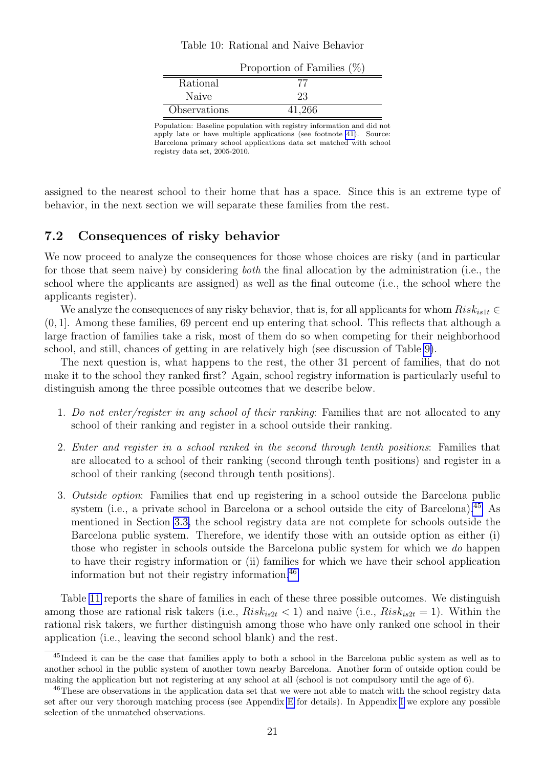Table 10: Rational and Naive Behavior

| | Proportion of Families (%) |
|---|---|
| Rational | 77 |
| Naive | 23 |
| Observations | 41,266 |

Population: Baseline population with registry information and did not apply late or have multiple applications (see footnote 41). Source: Barcelona primary school applications data set matched with school registry data set, 2005-2010.

assigned to the nearest school to their home that has a space. Since this is an extreme type of behavior, in the next section we will separate these families from the rest.

## 7.2 Consequences of risky behavior

We now proceed to analyze the consequences for those whose choices are risky (and in particular for those that seem naive) by considering *both* the final allocation by the administration (i.e., the school where the applicants are assigned) as well as the final outcome (i.e., the school where the applicants register).

We analyze the consequences of any risky behavior, that is, for all applicants for whom $Risk_{is1t} \in (0, 1]$. Among these families, 69 percent end up entering that school. This reflects that although a large fraction of families take a risk, most of them do so when competing for their neighborhood school, and still, chances of getting in are relatively high (see discussion of Table 9).

The next question is, what happens to the rest, the other 31 percent of families, that do not make it to the school they ranked first? Again, school registry information is particularly useful to distinguish among the three possible outcomes that we describe below.

1. *Do not enter/register in any school of their ranking*: Families that are not allocated to any school of their ranking and register in a school outside their ranking.
2. *Enter and register in a school ranked in the second through tenth positions*: Families that are allocated to a school of their ranking (second through tenth positions) and register in a school of their ranking (second through tenth positions).
3. *Outside option*: Families that end up registering in a school outside the Barcelona public system (i.e., a private school in Barcelona or a school outside the city of Barcelona).[45] As mentioned in Section 3.3, the school registry data are not complete for schools outside the Barcelona public system. Therefore, we identify those with an outside option as either (i) those who register in schools outside the Barcelona public system for which we *do* happen to have their registry information or (ii) families for which we have their school application information but not their registry information.[46]

Table 11 reports the share of families in each of these three possible outcomes. We distinguish among those are rational risk takers (i.e., $Risk_{is2t} < 1$) and naive (i.e., $Risk_{is2t} = 1$). Within the rational risk takers, we further distinguish among those who have only ranked one school in their application (i.e., leaving the second school blank) and the rest.

[45] Indeed it can be the case that families apply to both a school in the Barcelona public system as well as to another school in the public system of another town nearby Barcelona. Another form of outside option could be making the application but not registering at any school at all (school is not compulsory until the age of 6).

[46] These are observations in the application data set that we were not able to match with the school registry data set after our very thorough matching process (see Appendix E for details). In Appendix I we explore any possible selection of the unmatched observations.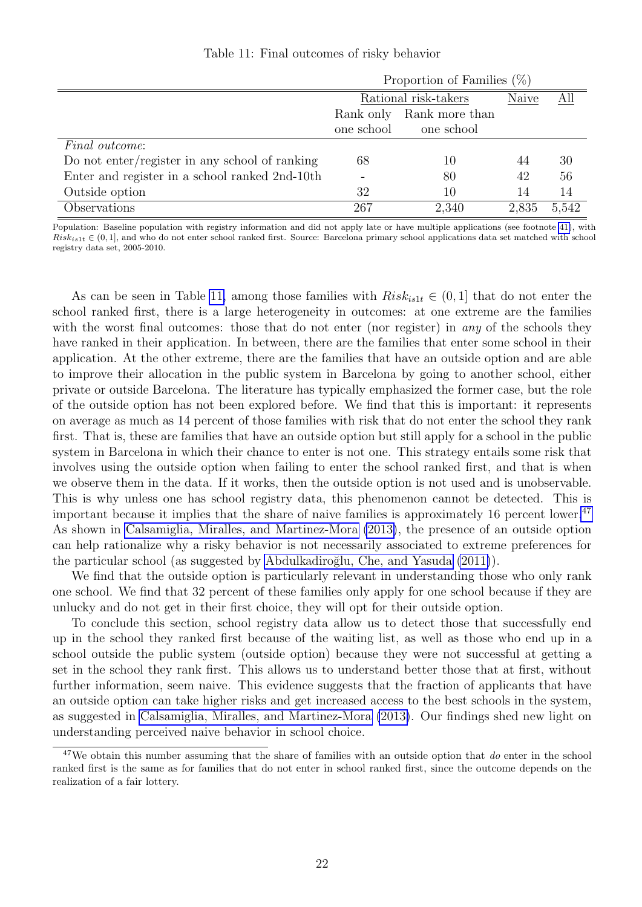Table 11: Final outcomes of risky behavior

| | Proportion of Families (%) | | | |
|---|---|---|---|---|
| | Rational risk-takers | | Naive | All |
| | Rank only one school | Rank more than one school | | |
| *Final outcome*: | | | | |
| Do not enter/register in any school of ranking | 68 | 10 | 44 | 30 |
| Enter and register in a school ranked 2nd-10th | - | 80 | 42 | 56 |
| Outside option | 32 | 10 | 14 | 14 |
| Observations | 267 | 2,340 | 2,835 | 5,542 |

Population: Baseline population with registry information and did not apply late or have multiple applications (see footnote 41), with $Risk_{is1t} \in (0, 1]$, and who do not enter school ranked first. Source: Barcelona primary school applications data set matched with school registry data set, 2005-2010.

As can be seen in Table 11, among those families with $Risk_{is1t} \in (0, 1]$ that do not enter the school ranked first, there is a large heterogeneity in outcomes: at one extreme are the families with the worst final outcomes: those that do not enter (nor register) in *any* of the schools they have ranked in their application. In between, there are the families that enter some school in their application. At the other extreme, there are the families that have an outside option and are able to improve their allocation in the public system in Barcelona by going to another school, either private or outside Barcelona. The literature has typically emphasized the former case, but the role of the outside option has not been explored before. We find that this is important: it represents on average as much as 14 percent of those families with risk that do not enter the school they rank first. That is, these are families that have an outside option but still apply for a school in the public system in Barcelona in which their chance to enter is not one. This strategy entails some risk that involves using the outside option when failing to enter the school ranked first, and that is when we observe them in the data. If it works, then the outside option is not used and is unobservable. This is why unless one has school registry data, this phenomenon cannot be detected. This is important because it implies that the share of naive families is approximately 16 percent lower.[47] As shown in Calsamiglia, Miralles, and Martinez-Mora (2013), the presence of an outside option can help rationalize why a risky behavior is not necessarily associated to extreme preferences for the particular school (as suggested by Abdulkadiroğlu, Che, and Yasuda (2011)).

We find that the outside option is particularly relevant in understanding those who only rank one school. We find that 32 percent of these families only apply for one school because if they are unlucky and do not get in their first choice, they will opt for their outside option.

To conclude this section, school registry data allow us to detect those that successfully end up in the school they ranked first because of the waiting list, as well as those who end up in a school outside the public system (outside option) because they were not successful at getting a set in the school they rank first. This allows us to understand better those that at first, without further information, seem naive. This evidence suggests that the fraction of applicants that have an outside option can take higher risks and get increased access to the best schools in the system, as suggested in Calsamiglia, Miralles, and Martinez-Mora (2013). Our findings shed new light on understanding perceived naive behavior in school choice.

[47] We obtain this number assuming that the share of families with an outside option that *do* enter in the school ranked first is the same as for families that do not enter in school ranked first, since the outcome depends on the realization of a fair lottery.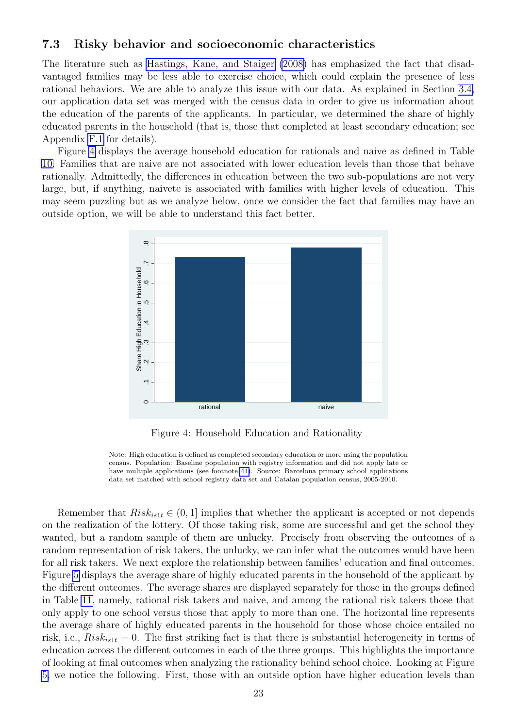### 7.3 Risky behavior and socioeconomic characteristics

The literature such as Hastings, Kane, and Staiger (2008) has emphasized the fact that disadvantaged families may be less able to exercise choice, which could explain the presence of less rational behaviors. We are able to analyze this issue with our data. As explained in Section 3.4, our application data set was merged with the census data in order to give us information about the education of the parents of the applicants. In particular, we determined the share of highly educated parents in the household (that is, those that completed at least secondary education; see Appendix F.1 for details).

Figure 4 displays the average household education for rationals and naive as defined in Table 10. Families that are naive are not associated with lower education levels than those that behave rationally. Admittedly, the differences in education between the two sub-populations are not very large, but, if anything, naivete is associated with families with higher levels of education. This may seem puzzling but as we analyze below, once we consider the fact that families may have an outside option, we will be able to understand this fact better.

Figure 4: Household Education and Rationality

Note: High education is defined as completed secondary education or more using the population census. Population: Baseline population with registry information and did not apply late or have multiple applications (see footnote 41). Source: Barcelona primary school applications data set matched with school registry data set and Catalan population census, 2005-2010.

Remember that $Risk_{is1t} \in (0, 1]$ implies that whether the applicant is accepted or not depends on the realization of the lottery. Of those taking risk, some are successful and get the school they wanted, but a random sample of them are unlucky. Precisely from observing the outcomes of a random representation of risk takers, the unlucky, we can infer what the outcomes would have been for all risk takers. We next explore the relationship between families' education and final outcomes. Figure 5 displays the average share of highly educated parents in the household of the applicant by the different outcomes. The average shares are displayed separately for those in the groups defined in Table 11, namely, rational risk takers and naive, and among the rational risk takers those that only apply to one school versus those that apply to more than one. The horizontal line represents the average share of highly educated parents in the household for those whose choice entailed no risk, i.e., $Risk_{is1t} = 0$. The first striking fact is that there is substantial heterogeneity in terms of education across the different outcomes in each of the three groups. This highlights the importance of looking at final outcomes when analyzing the rationality behind school choice. Looking at Figure 5, we notice the following. First, those with an outside option have higher education levels than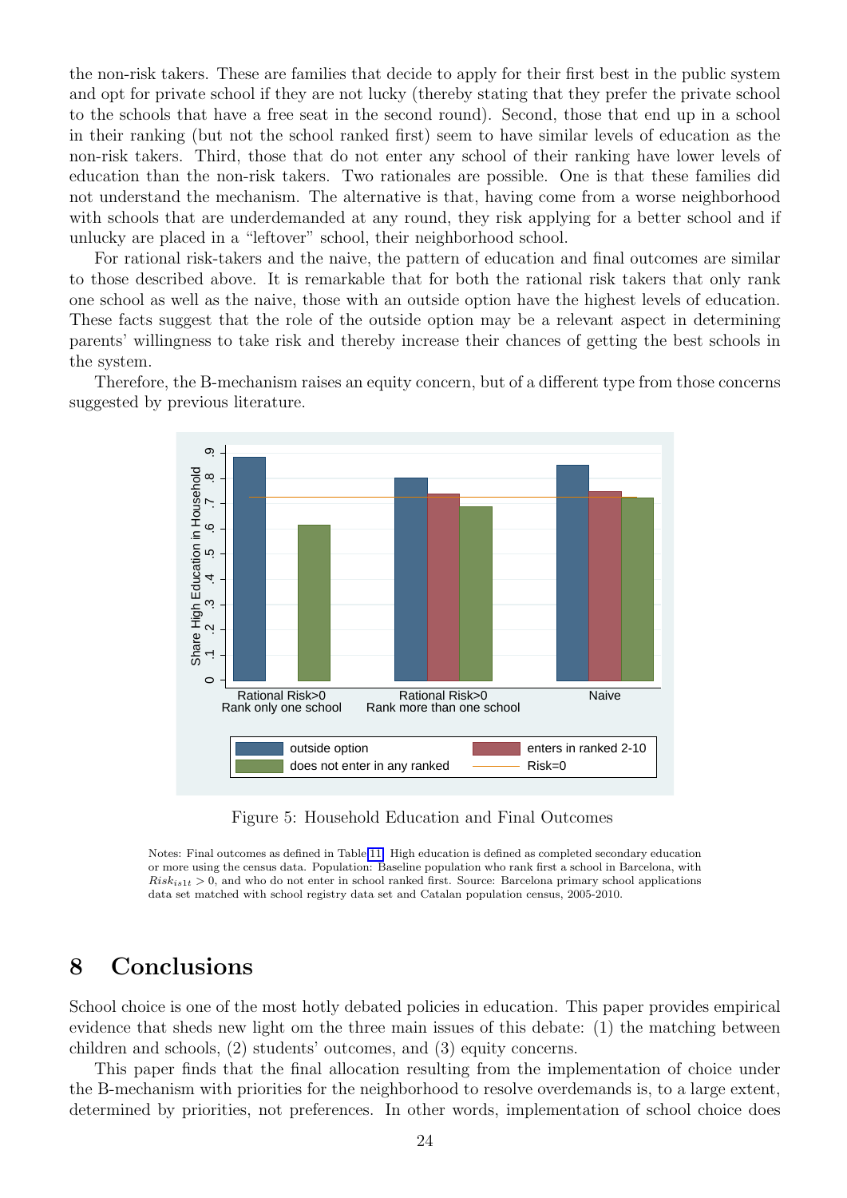the non-risk takers. These are families that decide to apply for their first best in the public system and opt for private school if they are not lucky (thereby stating that they prefer the private school to the schools that have a free seat in the second round). Second, those that end up in a school in their ranking (but not the school ranked first) seem to have similar levels of education as the non-risk takers. Third, those that do not enter any school of their ranking have lower levels of education than the non-risk takers. Two rationales are possible. One is that these families did not understand the mechanism. The alternative is that, having come from a worse neighborhood with schools that are underdemanded at any round, they risk applying for a better school and if unlucky are placed in a "leftover" school, their neighborhood school.

For rational risk-takers and the naive, the pattern of education and final outcomes are similar to those described above. It is remarkable that for both the rational risk takers that only rank one school as well as the naive, those with an outside option have the highest levels of education. These facts suggest that the role of the outside option may be a relevant aspect in determining parents' willingness to take risk and thereby increase their chances of getting the best schools in the system.

Therefore, the B-mechanism raises an equity concern, but of a different type from those concerns suggested by previous literature.

Figure 5: Household Education and Final Outcomes

Notes: Final outcomes as defined in Table 11. High education is defined as completed secondary education or more using the census data. Population: Baseline population who rank first a school in Barcelona, with $Risk_{is1t} > 0$, and who do not enter in school ranked first. Source: Barcelona primary school applications data set matched with school registry data set and Catalan population census, 2005-2010.

# 8 Conclusions

School choice is one of the most hotly debated policies in education. This paper provides empirical evidence that sheds new light om the three main issues of this debate: (1) the matching between children and schools, (2) students' outcomes, and (3) equity concerns.

This paper finds that the final allocation resulting from the implementation of choice under the B-mechanism with priorities for the neighborhood to resolve overdemands is, to a large extent, determined by priorities, not preferences. In other words, implementation of school choice does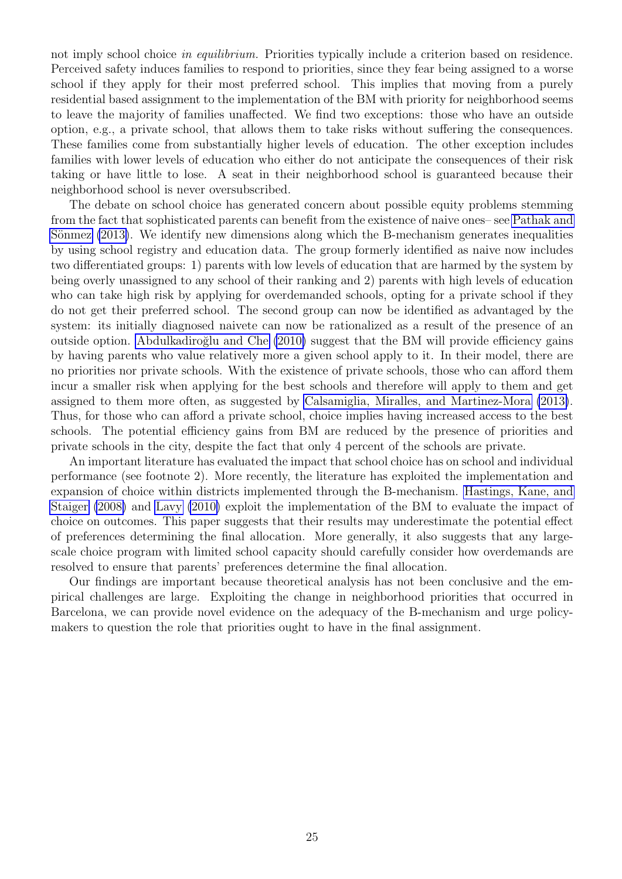not imply school choice *in equilibrium.* Priorities typically include a criterion based on residence. Perceived safety induces families to respond to priorities, since they fear being assigned to a worse school if they apply for their most preferred school. This implies that moving from a purely residential based assignment to the implementation of the BM with priority for neighborhood seems to leave the majority of families unaffected. We find two exceptions: those who have an outside option, e.g., a private school, that allows them to take risks without suffering the consequences. These families come from substantially higher levels of education. The other exception includes families with lower levels of education who either do not anticipate the consequences of their risk taking or have little to lose. A seat in their neighborhood school is guaranteed because their neighborhood school is never oversubscribed.

The debate on school choice has generated concern about possible equity problems stemming from the fact that sophisticated parents can benefit from the existence of naive ones– see Pathak and Sönmez (2013). We identify new dimensions along which the B-mechanism generates inequalities by using school registry and education data. The group formerly identified as naive now includes two differentiated groups: 1) parents with low levels of education that are harmed by the system by being overly unassigned to any school of their ranking and 2) parents with high levels of education who can take high risk by applying for overdemanded schools, opting for a private school if they do not get their preferred school. The second group can now be identified as advantaged by the system: its initially diagnosed naivete can now be rationalized as a result of the presence of an outside option. Abdulkadiroğlu and Che (2010) suggest that the BM will provide efficiency gains by having parents who value relatively more a given school apply to it. In their model, there are no priorities nor private schools. With the existence of private schools, those who can afford them incur a smaller risk when applying for the best schools and therefore will apply to them and get assigned to them more often, as suggested by Calsamiglia, Miralles, and Martinez-Mora (2013). Thus, for those who can afford a private school, choice implies having increased access to the best schools. The potential efficiency gains from BM are reduced by the presence of priorities and private schools in the city, despite the fact that only 4 percent of the schools are private.

An important literature has evaluated the impact that school choice has on school and individual performance (see footnote 2). More recently, the literature has exploited the implementation and expansion of choice within districts implemented through the B-mechanism. Hastings, Kane, and Staiger (2008) and Lavy (2010) exploit the implementation of the BM to evaluate the impact of choice on outcomes. This paper suggests that their results may underestimate the potential effect of preferences determining the final allocation. More generally, it also suggests that any large-scale choice program with limited school capacity should carefully consider how overdemands are resolved to ensure that parents' preferences determine the final allocation.

Our findings are important because theoretical analysis has not been conclusive and the empirical challenges are large. Exploiting the change in neighborhood priorities that occurred in Barcelona, we can provide novel evidence on the adequacy of the B-mechanism and urge policy-makers to question the role that priorities ought to have in the final assignment.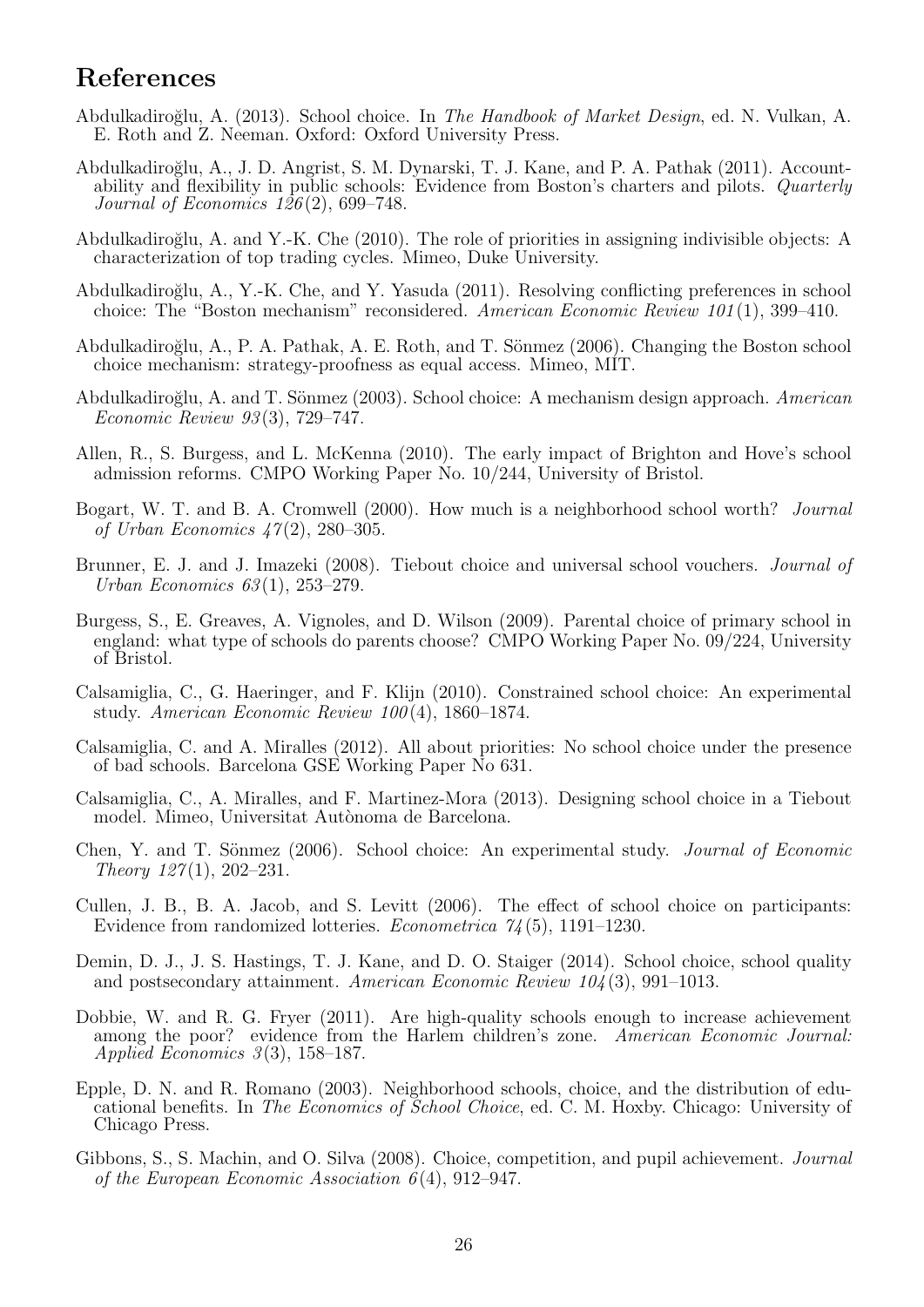## References

Abdulkadiroğlu, A. (2013). School choice. In *The Handbook of Market Design*, ed. N. Vulkan, A. E. Roth and Z. Neeman. Oxford: Oxford University Press.

Abdulkadiroğlu, A., J. D. Angrist, S. M. Dynarski, T. J. Kane, and P. A. Pathak (2011). Accountability and flexibility in public schools: Evidence from Boston's charters and pilots. *Quarterly Journal of Economics 126*(2), 699–748.

Abdulkadiroğlu, A. and Y.-K. Che (2010). The role of priorities in assigning indivisible objects: A characterization of top trading cycles. Mimeo, Duke University.

Abdulkadiroğlu, A., Y.-K. Che, and Y. Yasuda (2011). Resolving conflicting preferences in school choice: The "Boston mechanism" reconsidered. *American Economic Review 101*(1), 399–410.

Abdulkadiroğlu, A., P. A. Pathak, A. E. Roth, and T. Sönmez (2006). Changing the Boston school choice mechanism: strategy-proofness as equal access. Mimeo, MIT.

Abdulkadiroğlu, A. and T. Sönmez (2003). School choice: A mechanism design approach. *American Economic Review 93*(3), 729–747.

Allen, R., S. Burgess, and L. McKenna (2010). The early impact of Brighton and Hove's school admission reforms. CMPO Working Paper No. 10/244, University of Bristol.

Bogart, W. T. and B. A. Cromwell (2000). How much is a neighborhood school worth? *Journal of Urban Economics 47*(2), 280–305.

Brunner, E. J. and J. Imazeki (2008). Tiebout choice and universal school vouchers. *Journal of Urban Economics 63*(1), 253–279.

Burgess, S., E. Greaves, A. Vignoles, and D. Wilson (2009). Parental choice of primary school in england: what type of schools do parents choose? CMPO Working Paper No. 09/224, University of Bristol.

Calsamiglia, C., G. Haeringer, and F. Klijn (2010). Constrained school choice: An experimental study. *American Economic Review 100*(4), 1860–1874.

Calsamiglia, C. and A. Miralles (2012). All about priorities: No school choice under the presence of bad schools. Barcelona GSE Working Paper No 631.

Calsamiglia, C., A. Miralles, and F. Martinez-Mora (2013). Designing school choice in a Tiebout model. Mimeo, Universitat Autònoma de Barcelona.

Chen, Y. and T. Sönmez (2006). School choice: An experimental study. *Journal of Economic Theory 127*(1), 202–231.

Cullen, J. B., B. A. Jacob, and S. Levitt (2006). The effect of school choice on participants: Evidence from randomized lotteries. *Econometrica 74*(5), 1191–1230.

Demin, D. J., J. S. Hastings, T. J. Kane, and D. O. Staiger (2014). School choice, school quality and postsecondary attainment. *American Economic Review 104*(3), 991–1013.

Dobbie, W. and R. G. Fryer (2011). Are high-quality schools enough to increase achievement among the poor? evidence from the Harlem children's zone. *American Economic Journal: Applied Economics 3*(3), 158–187.

Epple, D. N. and R. Romano (2003). Neighborhood schools, choice, and the distribution of educational benefits. In *The Economics of School Choice*, ed. C. M. Hoxby. Chicago: University of Chicago Press.

Gibbons, S., S. Machin, and O. Silva (2008). Choice, competition, and pupil achievement. *Journal of the European Economic Association 6*(4), 912–947.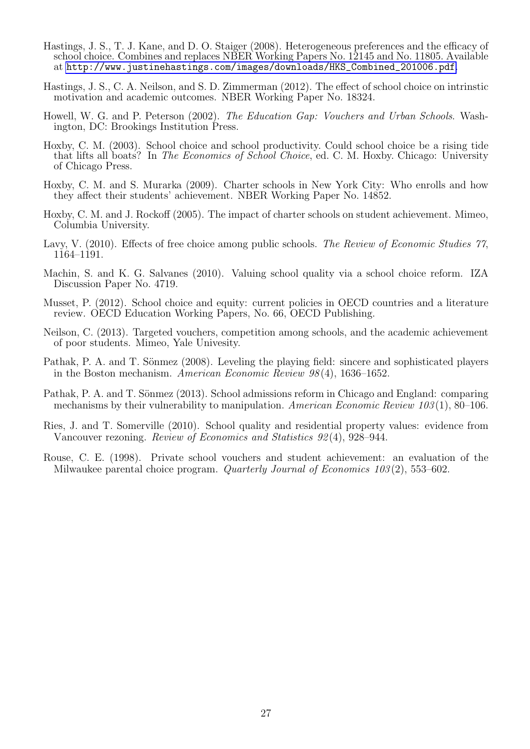Hastings, J. S., T. J. Kane, and D. O. Staiger (2008). Heterogeneous preferences and the efficacy of school choice. Combines and replaces NBER Working Papers No. 12145 and No. 11805. Available at http://www.justinehastings.com/images/downloads/HKS_Combined_201006.pdf.

Hastings, J. S., C. A. Neilson, and S. D. Zimmerman (2012). The effect of school choice on intrinstic motivation and academic outcomes. NBER Working Paper No. 18324.

Howell, W. G. and P. Peterson (2002). *The Education Gap: Vouchers and Urban Schools*. Washington, DC: Brookings Institution Press.

Hoxby, C. M. (2003). School choice and school productivity. Could school choice be a rising tide that lifts all boats? In *The Economics of School Choice*, ed. C. M. Hoxby. Chicago: University of Chicago Press.

Hoxby, C. M. and S. Murarka (2009). Charter schools in New York City: Who enrolls and how they affect their students' achievement. NBER Working Paper No. 14852.

Hoxby, C. M. and J. Rockoff (2005). The impact of charter schools on student achievement. Mimeo, Columbia University.

Lavy, V. (2010). Effects of free choice among public schools. *The Review of Economic Studies 77*, 1164–1191.

Machin, S. and K. G. Salvanes (2010). Valuing school quality via a school choice reform. IZA Discussion Paper No. 4719.

Musset, P. (2012). School choice and equity: current policies in OECD countries and a literature review. OECD Education Working Papers, No. 66, OECD Publishing.

Neilson, C. (2013). Targeted vouchers, competition among schools, and the academic achievement of poor students. Mimeo, Yale Univesity.

Pathak, P. A. and T. Sönmez (2008). Leveling the playing field: sincere and sophisticated players in the Boston mechanism. *American Economic Review 98*(4), 1636–1652.

Pathak, P. A. and T. Sönmez (2013). School admissions reform in Chicago and England: comparing mechanisms by their vulnerability to manipulation. *American Economic Review 103*(1), 80–106.

Ries, J. and T. Somerville (2010). School quality and residential property values: evidence from Vancouver rezoning. *Review of Economics and Statistics 92*(4), 928–944.

Rouse, C. E. (1998). Private school vouchers and student achievement: an evaluation of the Milwaukee parental choice program. *Quarterly Journal of Economics 103*(2), 553–602.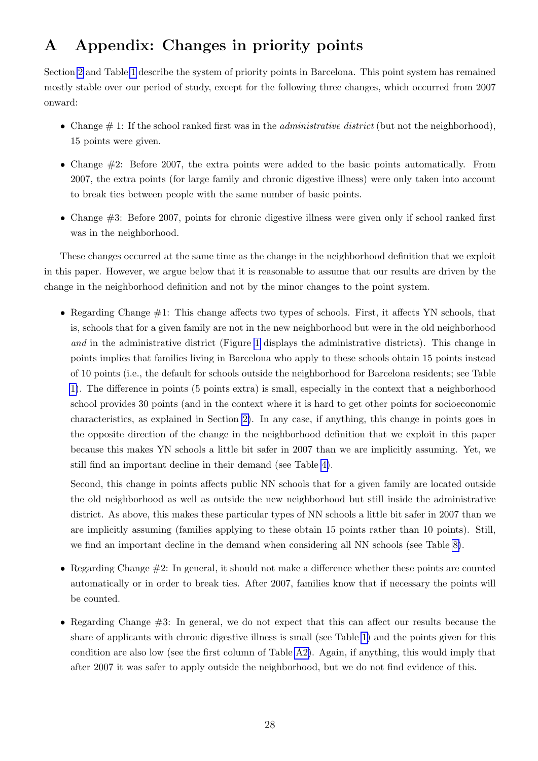# A Appendix: Changes in priority points

Section 2 and Table 1 describe the system of priority points in Barcelona. This point system has remained mostly stable over our period of study, except for the following three changes, which occurred from 2007 onward:

- Change # 1: If the school ranked first was in the *administrative district* (but not the neighborhood), 15 points were given.
- Change #2: Before 2007, the extra points were added to the basic points automatically. From 2007, the extra points (for large family and chronic digestive illness) were only taken into account to break ties between people with the same number of basic points.
- Change #3: Before 2007, points for chronic digestive illness were given only if school ranked first was in the neighborhood.

These changes occurred at the same time as the change in the neighborhood definition that we exploit in this paper. However, we argue below that it is reasonable to assume that our results are driven by the change in the neighborhood definition and not by the minor changes to the point system.

- Regarding Change #1: This change affects two types of schools. First, it affects YN schools, that is, schools that for a given family are not in the new neighborhood but were in the old neighborhood *and* in the administrative district (Figure 1 displays the administrative districts). This change in points implies that families living in Barcelona who apply to these schools obtain 15 points instead of 10 points (i.e., the default for schools outside the neighborhood for Barcelona residents; see Table 1). The difference in points (5 points extra) is small, especially in the context that a neighborhood school provides 30 points (and in the context where it is hard to get other points for socioeconomic characteristics, as explained in Section 2). In any case, if anything, this change in points goes in the opposite direction of the change in the neighborhood definition that we exploit in this paper because this makes YN schools a little bit safer in 2007 than we are implicitly assuming. Yet, we still find an important decline in their demand (see Table 4).

  Second, this change in points affects public NN schools that for a given family are located outside the old neighborhood as well as outside the new neighborhood but still inside the administrative district. As above, this makes these particular types of NN schools a little bit safer in 2007 than we are implicitly assuming (families applying to these obtain 15 points rather than 10 points). Still, we find an important decline in the demand when considering all NN schools (see Table 8).

- Regarding Change #2: In general, it should not make a difference whether these points are counted automatically or in order to break ties. After 2007, families know that if necessary the points will be counted.
- Regarding Change #3: In general, we do not expect that this can affect our results because the share of applicants with chronic digestive illness is small (see Table 1) and the points given for this condition are also low (see the first column of Table A2). Again, if anything, this would imply that after 2007 it was safer to apply outside the neighborhood, but we do not find evidence of this.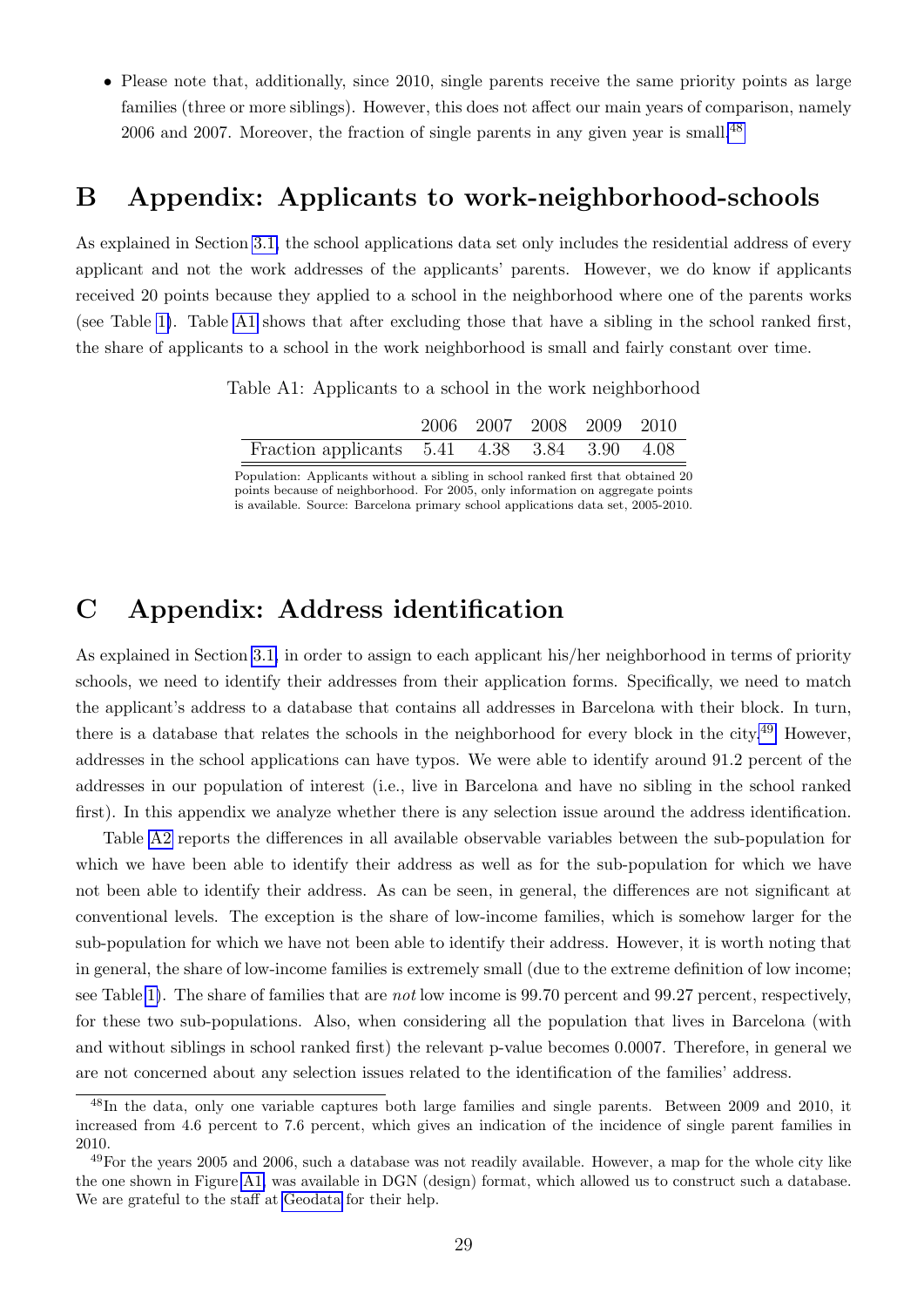- Please note that, additionally, since 2010, single parents receive the same priority points as large families (three or more siblings). However, this does not affect our main years of comparison, namely 2006 and 2007. Moreover, the fraction of single parents in any given year is small.[48]

# B Appendix: Applicants to work-neighborhood-schools

As explained in Section 3.1, the school applications data set only includes the residential address of every applicant and not the work addresses of the applicants' parents. However, we do know if applicants received 20 points because they applied to a school in the neighborhood where one of the parents works (see Table 1). Table A1 shows that after excluding those that have a sibling in the school ranked first, the share of applicants to a school in the work neighborhood is small and fairly constant over time.

Table A1: Applicants to a school in the work neighborhood

| | 2006 | 2007 | 2008 | 2009 | 2010 |
|---|---|---|---|---|---|
| Fraction applicants | 5.41 | 4.38 | 3.84 | 3.90 | 4.08 |

Population: Applicants without a sibling in school ranked first that obtained 20 points because of neighborhood. For 2005, only information on aggregate points is available. Source: Barcelona primary school applications data set, 2005-2010.

# C Appendix: Address identification

As explained in Section 3.1, in order to assign to each applicant his/her neighborhood in terms of priority schools, we need to identify their addresses from their application forms. Specifically, we need to match the applicant's address to a database that contains all addresses in Barcelona with their block. In turn, there is a database that relates the schools in the neighborhood for every block in the city.[49] However, addresses in the school applications can have typos. We were able to identify around 91.2 percent of the addresses in our population of interest (i.e., live in Barcelona and have no sibling in the school ranked first). In this appendix we analyze whether there is any selection issue around the address identification.

Table A2 reports the differences in all available observable variables between the sub-population for which we have been able to identify their address as well as for the sub-population for which we have not been able to identify their address. As can be seen, in general, the differences are not significant at conventional levels. The exception is the share of low-income families, which is somehow larger for the sub-population for which we have not been able to identify their address. However, it is worth noting that in general, the share of low-income families is extremely small (due to the extreme definition of low income; see Table 1). The share of families that are *not* low income is 99.70 percent and 99.27 percent, respectively, for these two sub-populations. Also, when considering all the population that lives in Barcelona (with and without siblings in school ranked first) the relevant p-value becomes 0.0007. Therefore, in general we are not concerned about any selection issues related to the identification of the families' address.

[48] In the data, only one variable captures both large families and single parents. Between 2009 and 2010, it increased from 4.6 percent to 7.6 percent, which gives an indication of the incidence of single parent families in 2010.

[49] For the years 2005 and 2006, such a database was not readily available. However, a map for the whole city like the one shown in Figure A1 was available in DGN (design) format, which allowed us to construct such a database. We are grateful to the staff at Geodata for their help.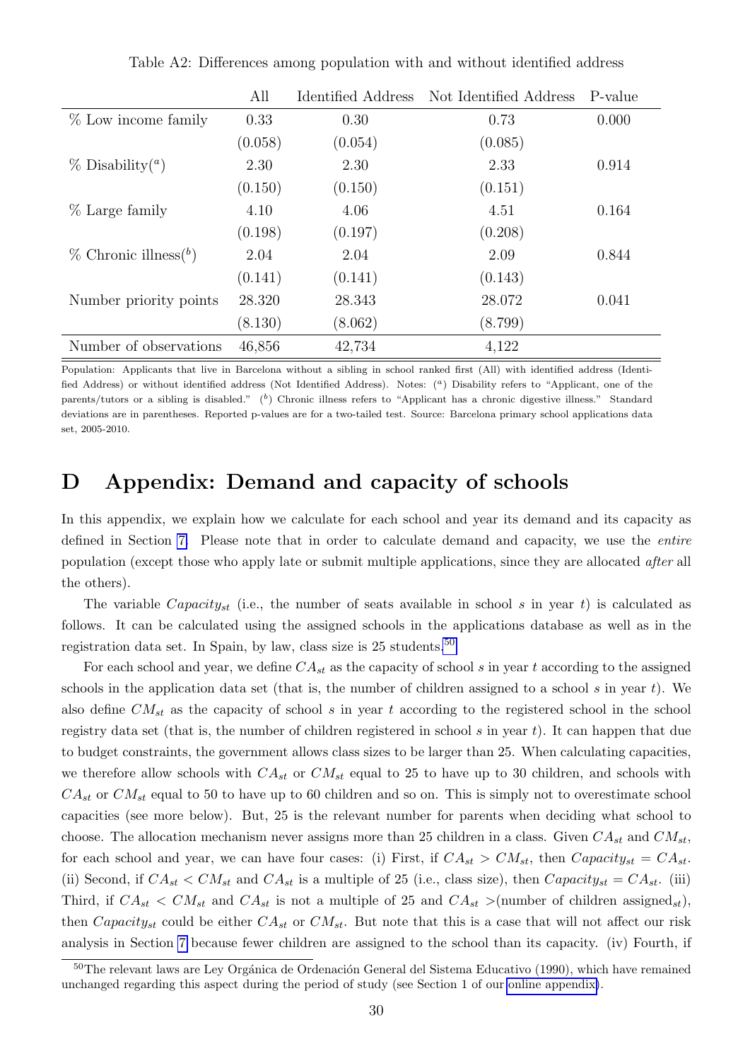Table A2: Differences among population with and without identified address

| | All | Identified Address | Not Identified Address | P-value |
|---|---|---|---|---|
| % Low income family | 0.33 | 0.30 | 0.73 | 0.000 |
| | (0.058) | (0.054) | (0.085) | |
| % Disability([a]) | 2.30 | 2.30 | 2.33 | 0.914 |
| | (0.150) | (0.150) | (0.151) | |
| % Large family | 4.10 | 4.06 | 4.51 | 0.164 |
| | (0.198) | (0.197) | (0.208) | |
| % Chronic illness([b]) | 2.04 | 2.04 | 2.09 | 0.844 |
| | (0.141) | (0.141) | (0.143) | |
| Number priority points | 28.320 | 28.343 | 28.072 | 0.041 |
| | (8.130) | (8.062) | (8.799) | |
| Number of observations | 46,856 | 42,734 | 4,122 | |

Population: Applicants that live in Barcelona without a sibling in school ranked first (All) with identified address (Identified Address) or without identified address (Not Identified Address). Notes: ([a]) Disability refers to "Applicant, one of the parents/tutors or a sibling is disabled." ([b]) Chronic illness refers to "Applicant has a chronic digestive illness." Standard deviations are in parentheses. Reported p-values are for a two-tailed test. Source: Barcelona primary school applications data set, 2005-2010.

# D Appendix: Demand and capacity of schools

In this appendix, we explain how we calculate for each school and year its demand and its capacity as defined in Section 7. Please note that in order to calculate demand and capacity, we use the *entire* population (except those who apply late or submit multiple applications, since they are allocated *after* all the others).

The variable $Capacity_{st}$ (i.e., the number of seats available in school $s$ in year $t$) is calculated as follows. It can be calculated using the assigned schools in the applications database as well as in the registration data set. In Spain, by law, class size is 25 students.[50]

For each school and year, we define $CA_{st}$ as the capacity of school $s$ in year $t$ according to the assigned schools in the application data set (that is, the number of children assigned to a school $s$ in year $t$). We also define $CM_{st}$ as the capacity of school $s$ in year $t$ according to the registered school in the school registry data set (that is, the number of children registered in school $s$ in year $t$). It can happen that due to budget constraints, the government allows class sizes to be larger than 25. When calculating capacities, we therefore allow schools with $CA_{st}$ or $CM_{st}$ equal to 25 to have up to 30 children, and schools with $CA_{st}$ or $CM_{st}$ equal to 50 to have up to 60 children and so on. This is simply not to overestimate school capacities (see more below). But, 25 is the relevant number for parents when deciding what school to choose. The allocation mechanism never assigns more than 25 children in a class. Given $CA_{st}$ and $CM_{st}$, for each school and year, we can have four cases: (i) First, if $CA_{st} > CM_{st}$, then $Capacity_{st} = CA_{st}$. (ii) Second, if $CA_{st} < CM_{st}$ and $CA_{st}$ is a multiple of 25 (i.e., class size), then $Capacity_{st} = CA_{st}$. (iii) Third, if $CA_{st} < CM_{st}$ and $CA_{st}$ is not a multiple of 25 and $CA_{st} >$(number of children assigned$_{st}$), then $Capacity_{st}$ could be either $CA_{st}$ or $CM_{st}$. But note that this is a case that will not affect our risk analysis in Section 7 because fewer children are assigned to the school than its capacity. (iv) Fourth, if

[50] The relevant laws are Ley Orgánica de Ordenación General del Sistema Educativo (1990), which have remained unchanged regarding this aspect during the period of study (see Section 1 of our online appendix).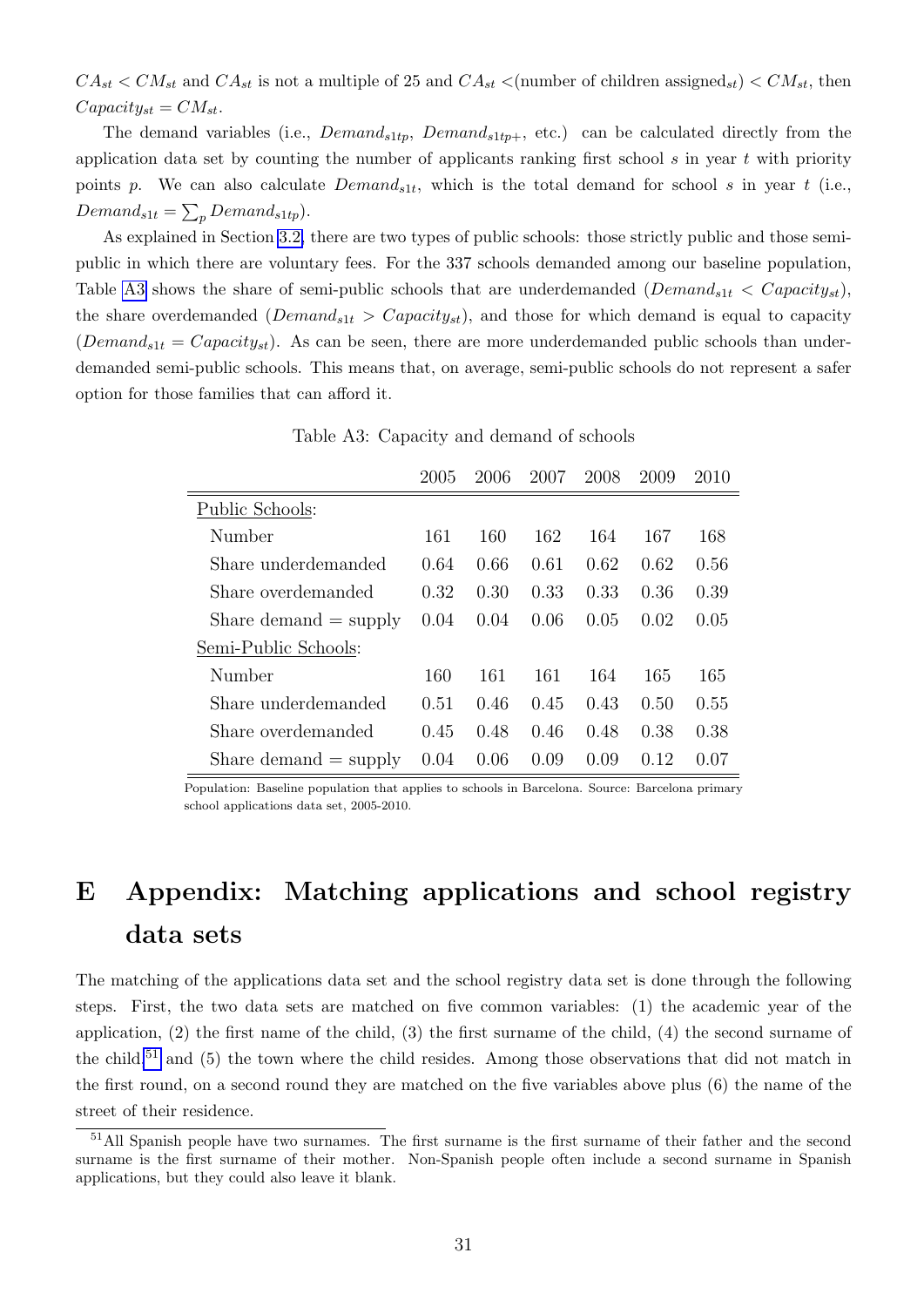$CA_{st} < CM_{st}$ and $CA_{st}$ is not a multiple of 25 and $CA_{st} <$(number of children assigned$_{st}$) $< CM_{st}$, then $Capacity_{st} = CM_{st}$.

The demand variables (i.e., $Demand_{s1tp}$, $Demand_{s1tp+}$, etc.) can be calculated directly from the application data set by counting the number of applicants ranking first school $s$ in year $t$ with priority points $p$. We can also calculate $Demand_{s1t}$, which is the total demand for school $s$ in year $t$ (i.e., $Demand_{s1t} = \sum_p Demand_{s1tp}$).

As explained in Section 3.2, there are two types of public schools: those strictly public and those semi-public in which there are voluntary fees. For the 337 schools demanded among our baseline population, Table A3 shows the share of semi-public schools that are underdemanded ($Demand_{s1t} < Capacity_{st}$), the share overdemanded ($Demand_{s1t} > Capacity_{st}$), and those for which demand is equal to capacity ($Demand_{s1t} = Capacity_{st}$). As can be seen, there are more underdemanded public schools than underdemanded semi-public schools. This means that, on average, semi-public schools do not represent a safer option for those families that can afford it.

Table A3: Capacity and demand of schools

| | 2005 | 2006 | 2007 | 2008 | 2009 | 2010 |
|---|---|---|---|---|---|---|
| Public Schools: | | | | | | |
| Number | 161 | 160 | 162 | 164 | 167 | 168 |
| Share underdemanded | 0.64 | 0.66 | 0.61 | 0.62 | 0.62 | 0.56 |
| Share overdemanded | 0.32 | 0.30 | 0.33 | 0.33 | 0.36 | 0.39 |
| Share demand = supply | 0.04 | 0.04 | 0.06 | 0.05 | 0.02 | 0.05 |
| Semi-Public Schools: | | | | | | |
| Number | 160 | 161 | 161 | 164 | 165 | 165 |
| Share underdemanded | 0.51 | 0.46 | 0.45 | 0.43 | 0.50 | 0.55 |
| Share overdemanded | 0.45 | 0.48 | 0.46 | 0.48 | 0.38 | 0.38 |
| Share demand = supply | 0.04 | 0.06 | 0.09 | 0.09 | 0.12 | 0.07 |

Population: Baseline population that applies to schools in Barcelona. Source: Barcelona primary school applications data set, 2005-2010.

# E Appendix: Matching applications and school registry data sets

The matching of the applications data set and the school registry data set is done through the following steps. First, the two data sets are matched on five common variables: (1) the academic year of the application, (2) the first name of the child, (3) the first surname of the child, (4) the second surname of the child,[51] and (5) the town where the child resides. Among those observations that did not match in the first round, on a second round they are matched on the five variables above plus (6) the name of the street of their residence.

[51] All Spanish people have two surnames. The first surname is the first surname of their father and the second surname is the first surname of their mother. Non-Spanish people often include a second surname in Spanish applications, but they could also leave it blank.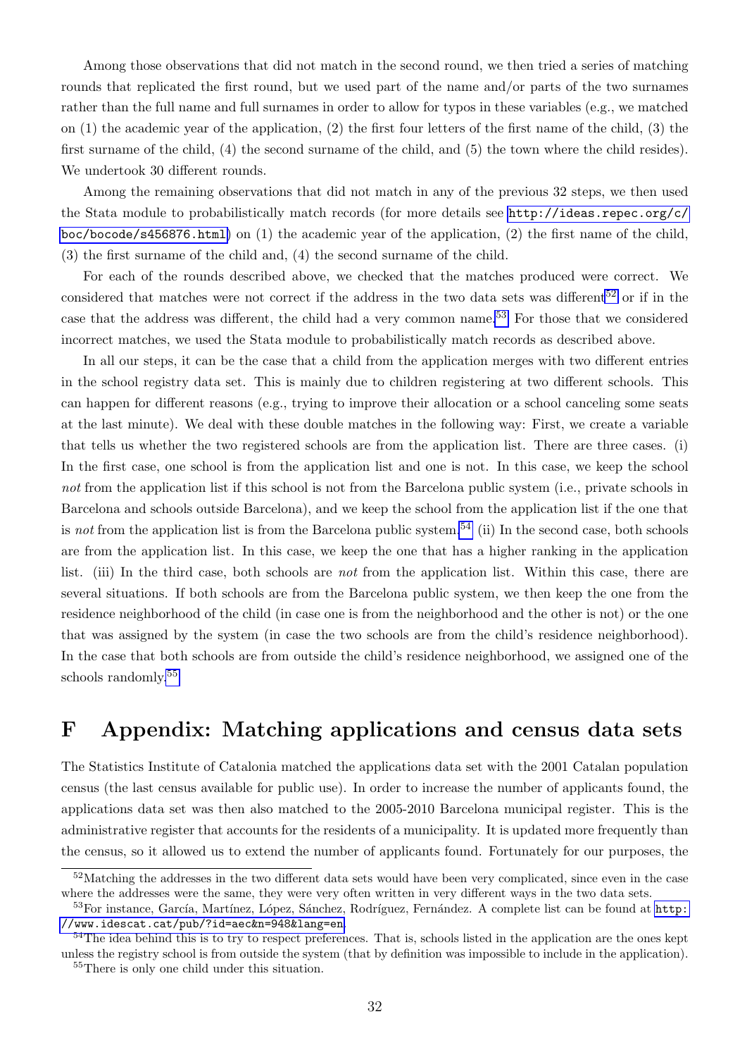Among those observations that did not match in the second round, we then tried a series of matching rounds that replicated the first round, but we used part of the name and/or parts of the two surnames rather than the full name and full surnames in order to allow for typos in these variables (e.g., we matched on (1) the academic year of the application, (2) the first four letters of the first name of the child, (3) the first surname of the child, (4) the second surname of the child, and (5) the town where the child resides). We undertook 30 different rounds.

Among the remaining observations that did not match in any of the previous 32 steps, we then used the Stata module to probabilistically match records (for more details see http://ideas.repec.org/c/boc/bocode/s456876.html) on (1) the academic year of the application, (2) the first name of the child, (3) the first surname of the child and, (4) the second surname of the child.

For each of the rounds described above, we checked that the matches produced were correct. We considered that matches were not correct if the address in the two data sets was different[52] or if in the case that the address was different, the child had a very common name.[53] For those that we considered incorrect matches, we used the Stata module to probabilistically match records as described above.

In all our steps, it can be the case that a child from the application merges with two different entries in the school registry data set. This is mainly due to children registering at two different schools. This can happen for different reasons (e.g., trying to improve their allocation or a school canceling some seats at the last minute). We deal with these double matches in the following way: First, we create a variable that tells us whether the two registered schools are from the application list. There are three cases. (i) In the first case, one school is from the application list and one is not. In this case, we keep the school *not* from the application list if this school is not from the Barcelona public system (i.e., private schools in Barcelona and schools outside Barcelona), and we keep the school from the application list if the one that is *not* from the application list is from the Barcelona public system.[54] (ii) In the second case, both schools are from the application list. In this case, we keep the one that has a higher ranking in the application list. (iii) In the third case, both schools are *not* from the application list. Within this case, there are several situations. If both schools are from the Barcelona public system, we then keep the one from the residence neighborhood of the child (in case one is from the neighborhood and the other is not) or the one that was assigned by the system (in case the two schools are from the child's residence neighborhood). In the case that both schools are from outside the child's residence neighborhood, we assigned one of the schools randomly.[55]

# F Appendix: Matching applications and census data sets

The Statistics Institute of Catalonia matched the applications data set with the 2001 Catalan population census (the last census available for public use). In order to increase the number of applicants found, the applications data set was then also matched to the 2005-2010 Barcelona municipal register. This is the administrative register that accounts for the residents of a municipality. It is updated more frequently than the census, so it allowed us to extend the number of applicants found. Fortunately for our purposes, the

---

[52] Matching the addresses in the two different data sets would have been very complicated, since even in the case where the addresses were the same, they were very often written in very different ways in the two data sets.

[53] For instance, García, Martínez, López, Sánchez, Rodríguez, Fernández. A complete list can be found at http://www.idescat.cat/pub/?id=aec&n=948&lang=en.

[54] The idea behind this is to try to respect preferences. That is, schools listed in the application are the ones kept unless the registry school is from outside the system (that by definition was impossible to include in the application).

[55] There is only one child under this situation.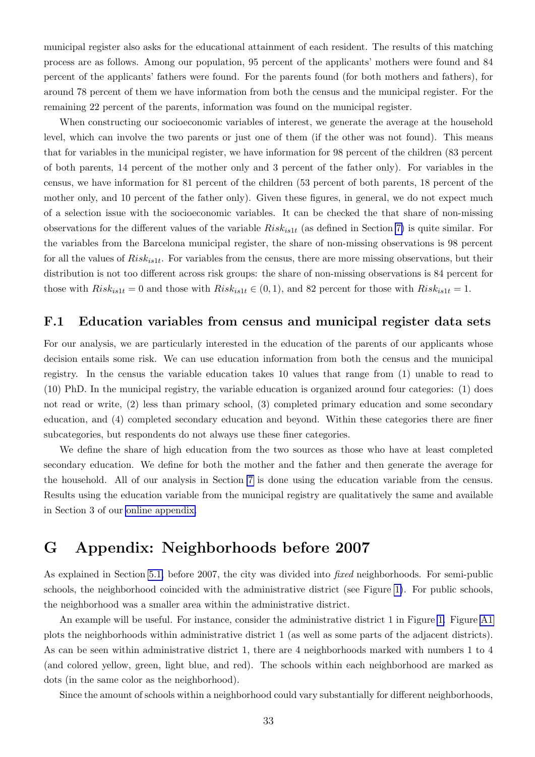municipal register also asks for the educational attainment of each resident. The results of this matching process are as follows. Among our population, 95 percent of the applicants' mothers were found and 84 percent of the applicants' fathers were found. For the parents found (for both mothers and fathers), for around 78 percent of them we have information from both the census and the municipal register. For the remaining 22 percent of the parents, information was found on the municipal register.

When constructing our socioeconomic variables of interest, we generate the average at the household level, which can involve the two parents or just one of them (if the other was not found). This means that for variables in the municipal register, we have information for 98 percent of the children (83 percent of both parents, 14 percent of the mother only and 3 percent of the father only). For variables in the census, we have information for 81 percent of the children (53 percent of both parents, 18 percent of the mother only, and 10 percent of the father only). Given these figures, in general, we do not expect much of a selection issue with the socioeconomic variables. It can be checked the that share of non-missing observations for the different values of the variable $Risk_{is1t}$ (as defined in Section 7) is quite similar. For the variables from the Barcelona municipal register, the share of non-missing observations is 98 percent for all the values of $Risk_{is1t}$. For variables from the census, there are more missing observations, but their distribution is not too different across risk groups: the share of non-missing observations is 84 percent for those with $Risk_{is1t} = 0$ and those with $Risk_{is1t} \in (0, 1)$, and 82 percent for those with $Risk_{is1t} = 1$.

## F.1 Education variables from census and municipal register data sets

For our analysis, we are particularly interested in the education of the parents of our applicants whose decision entails some risk. We can use education information from both the census and the municipal registry. In the census the variable education takes 10 values that range from (1) unable to read to (10) PhD. In the municipal registry, the variable education is organized around four categories: (1) does not read or write, (2) less than primary school, (3) completed primary education and some secondary education, and (4) completed secondary education and beyond. Within these categories there are finer subcategories, but respondents do not always use these finer categories.

We define the share of high education from the two sources as those who have at least completed secondary education. We define for both the mother and the father and then generate the average for the household. All of our analysis in Section 7 is done using the education variable from the census. Results using the education variable from the municipal registry are qualitatively the same and available in Section 3 of our online appendix.

# G Appendix: Neighborhoods before 2007

As explained in Section 5.1, before 2007, the city was divided into *fixed* neighborhoods. For semi-public schools, the neighborhood coincided with the administrative district (see Figure 1). For public schools, the neighborhood was a smaller area within the administrative district.

An example will be useful. For instance, consider the administrative district 1 in Figure 1. Figure A1 plots the neighborhoods within administrative district 1 (as well as some parts of the adjacent districts). As can be seen within administrative district 1, there are 4 neighborhoods marked with numbers 1 to 4 (and colored yellow, green, light blue, and red). The schools within each neighborhood are marked as dots (in the same color as the neighborhood).

Since the amount of schools within a neighborhood could vary substantially for different neighborhoods,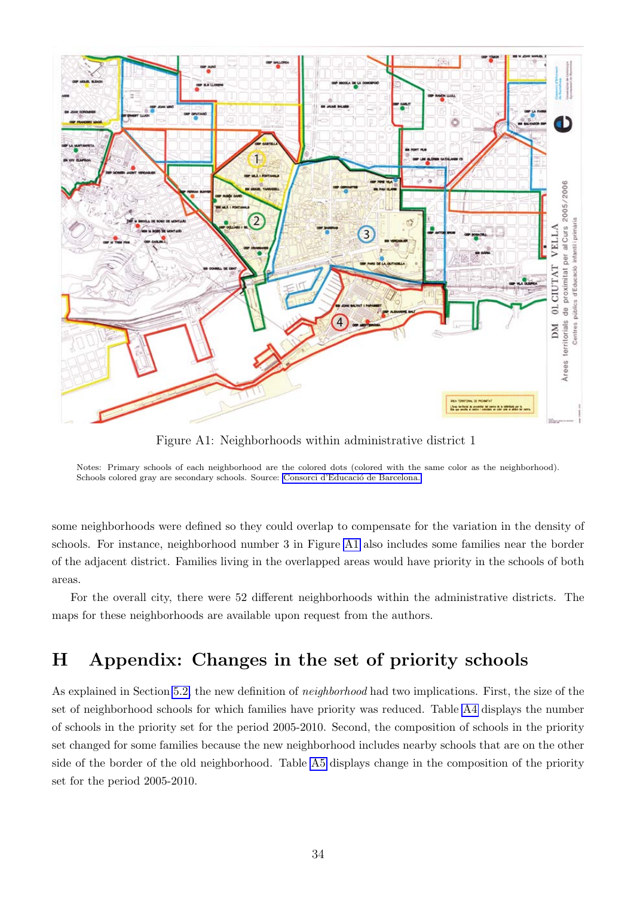Figure A1: Neighborhoods within administrative district 1

Notes: Primary schools of each neighborhood are the colored dots (colored with the same color as the neighborhood). Schools colored gray are secondary schools. Source: Consorci d'Educació de Barcelona.

some neighborhoods were defined so they could overlap to compensate for the variation in the density of schools. For instance, neighborhood number 3 in Figure A1 also includes some families near the border of the adjacent district. Families living in the overlapped areas would have priority in the schools of both areas.

For the overall city, there were 52 different neighborhoods within the administrative districts. The maps for these neighborhoods are available upon request from the authors.

# H Appendix: Changes in the set of priority schools

As explained in Section 5.2, the new definition of *neighborhood* had two implications. First, the size of the set of neighborhood schools for which families have priority was reduced. Table A4 displays the number of schools in the priority set for the period 2005-2010. Second, the composition of schools in the priority set changed for some families because the new neighborhood includes nearby schools that are on the other side of the border of the old neighborhood. Table A5 displays change in the composition of the priority set for the period 2005-2010.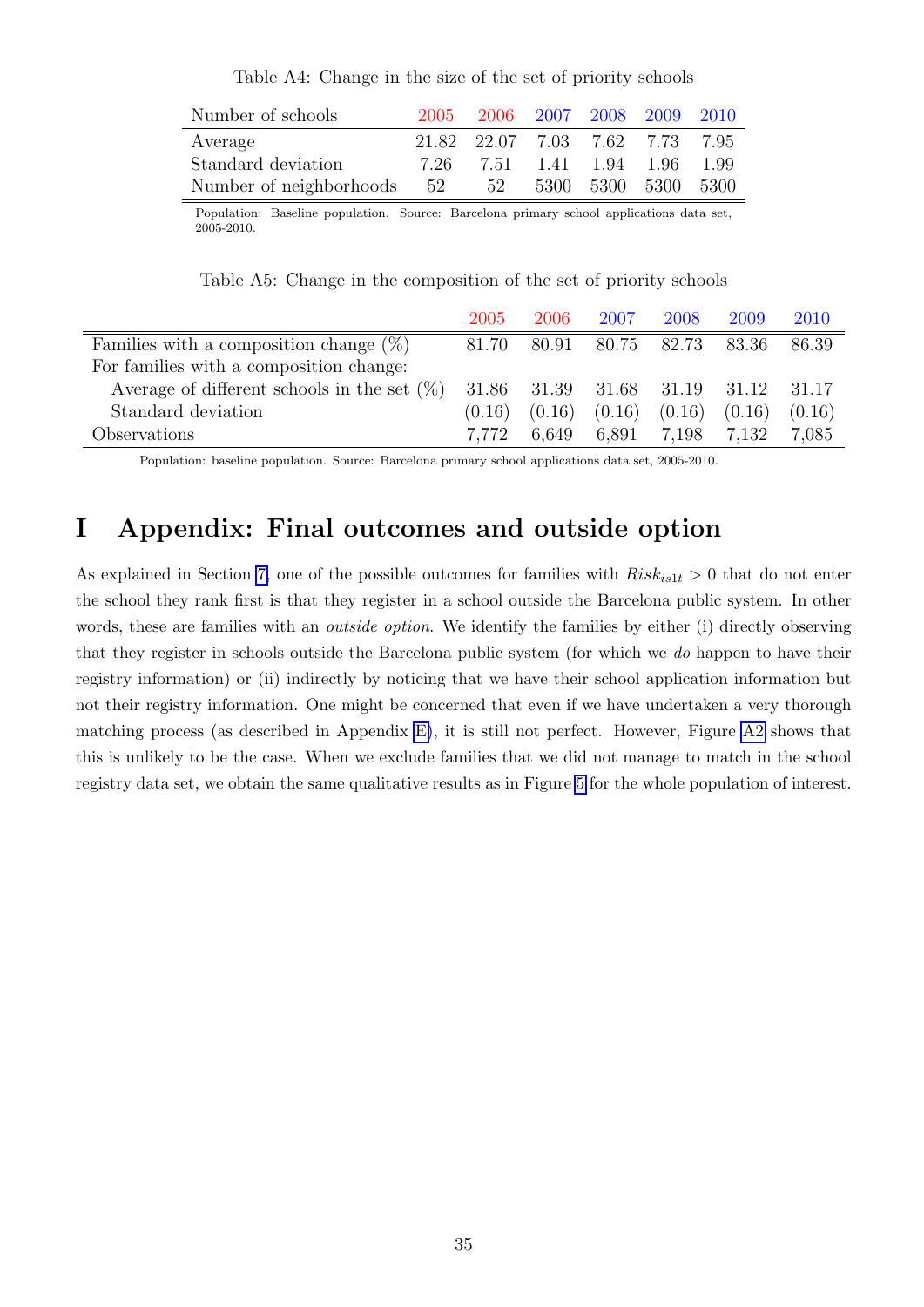Table A4: Change in the size of the set of priority schools

| Number of schools | 2005 | 2006 | 2007 | 2008 | 2009 | 2010 |
|---|---|---|---|---|---|---|
| Average | 21.82 | 22.07 | 7.03 | 7.62 | 7.73 | 7.95 |
| Standard deviation | 7.26 | 7.51 | 1.41 | 1.94 | 1.96 | 1.99 |
| Number of neighborhoods | 52 | 52 | 5300 | 5300 | 5300 | 5300 |

Population: Baseline population. Source: Barcelona primary school applications data set, 2005-2010.

Table A5: Change in the composition of the set of priority schools

| | 2005 | 2006 | 2007 | 2008 | 2009 | 2010 |
|---|---|---|---|---|---|---|
| Families with a composition change (%) | 81.70 | 80.91 | 80.75 | 82.73 | 83.36 | 86.39 |
| For families with a composition change: | | | | | | |
| Average of different schools in the set (%) | 31.86 | 31.39 | 31.68 | 31.19 | 31.12 | 31.17 |
| Standard deviation | (0.16) | (0.16) | (0.16) | (0.16) | (0.16) | (0.16) |
| Observations | 7,772 | 6,649 | 6,891 | 7,198 | 7,132 | 7,085 |

Population: baseline population. Source: Barcelona primary school applications data set, 2005-2010.

# I Appendix: Final outcomes and outside option

As explained in Section 7, one of the possible outcomes for families with $Risk_{is1t} > 0$ that do not enter the school they rank first is that they register in a school outside the Barcelona public system. In other words, these are families with an *outside option*. We identify the families by either (i) directly observing that they register in schools outside the Barcelona public system (for which we *do* happen to have their registry information) or (ii) indirectly by noticing that we have their school application information but not their registry information. One might be concerned that even if we have undertaken a very thorough matching process (as described in Appendix E), it is still not perfect. However, Figure A2 shows that this is unlikely to be the case. When we exclude families that we did not manage to match in the school registry data set, we obtain the same qualitative results as in Figure 5 for the whole population of interest.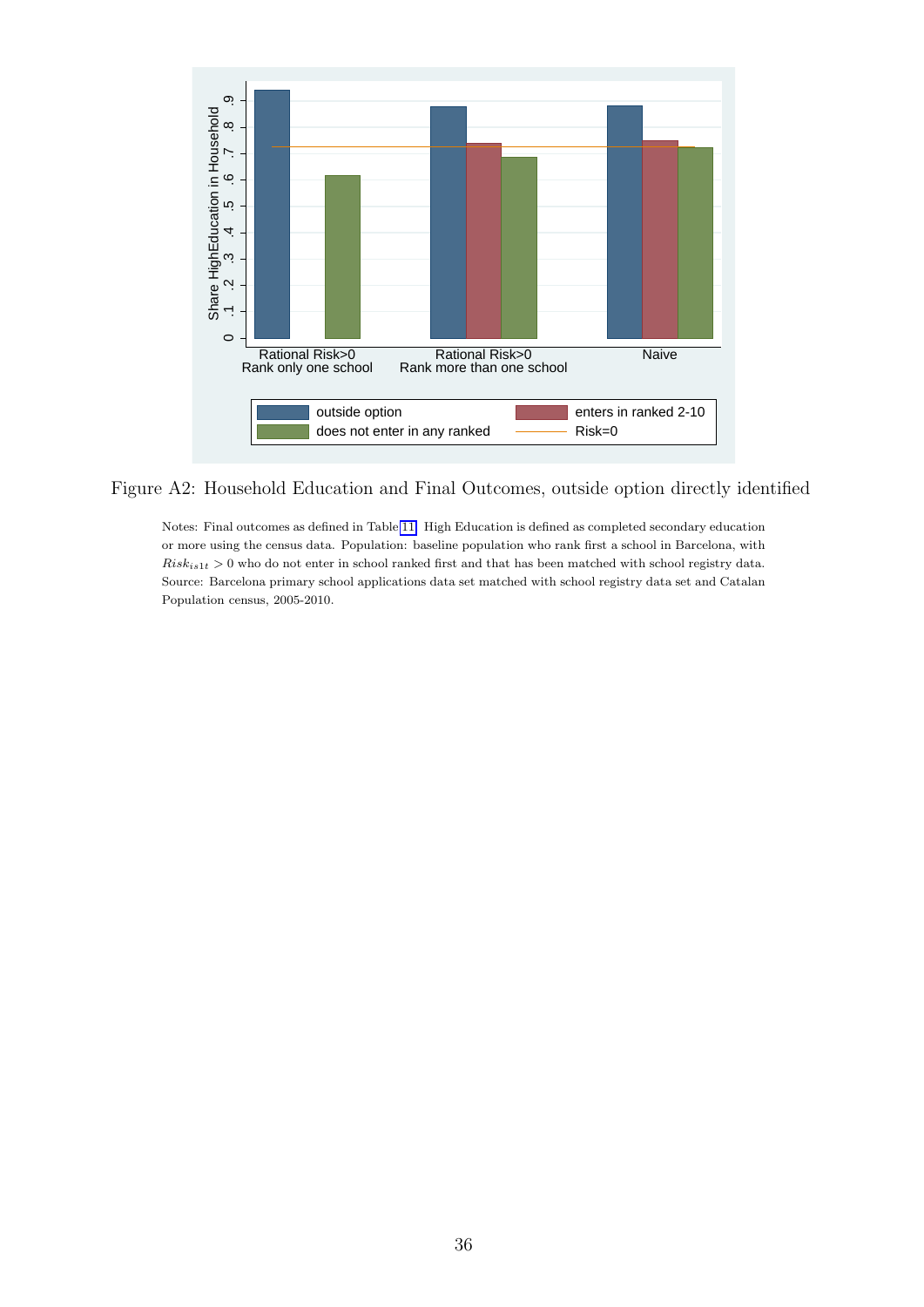Share HighEducation in Household

0 .1 .2 .3 .4 .5 .6 .7 .8 .9

Rational Risk>0
Rank only one school

Rational Risk>0
Rank more than one school

Naive

outside option
enters in ranked 2-10
does not enter in any ranked
Risk=0

Figure A2: Household Education and Final Outcomes, outside option directly identified

Notes: Final outcomes as defined in Table 11. High Education is defined as completed secondary education or more using the census data. Population: baseline population who rank first a school in Barcelona, with $Risk_{is1t} > 0$ who do not enter in school ranked first and that has been matched with school registry data. Source: Barcelona primary school applications data set matched with school registry data set and Catalan Population census, 2005-2010.